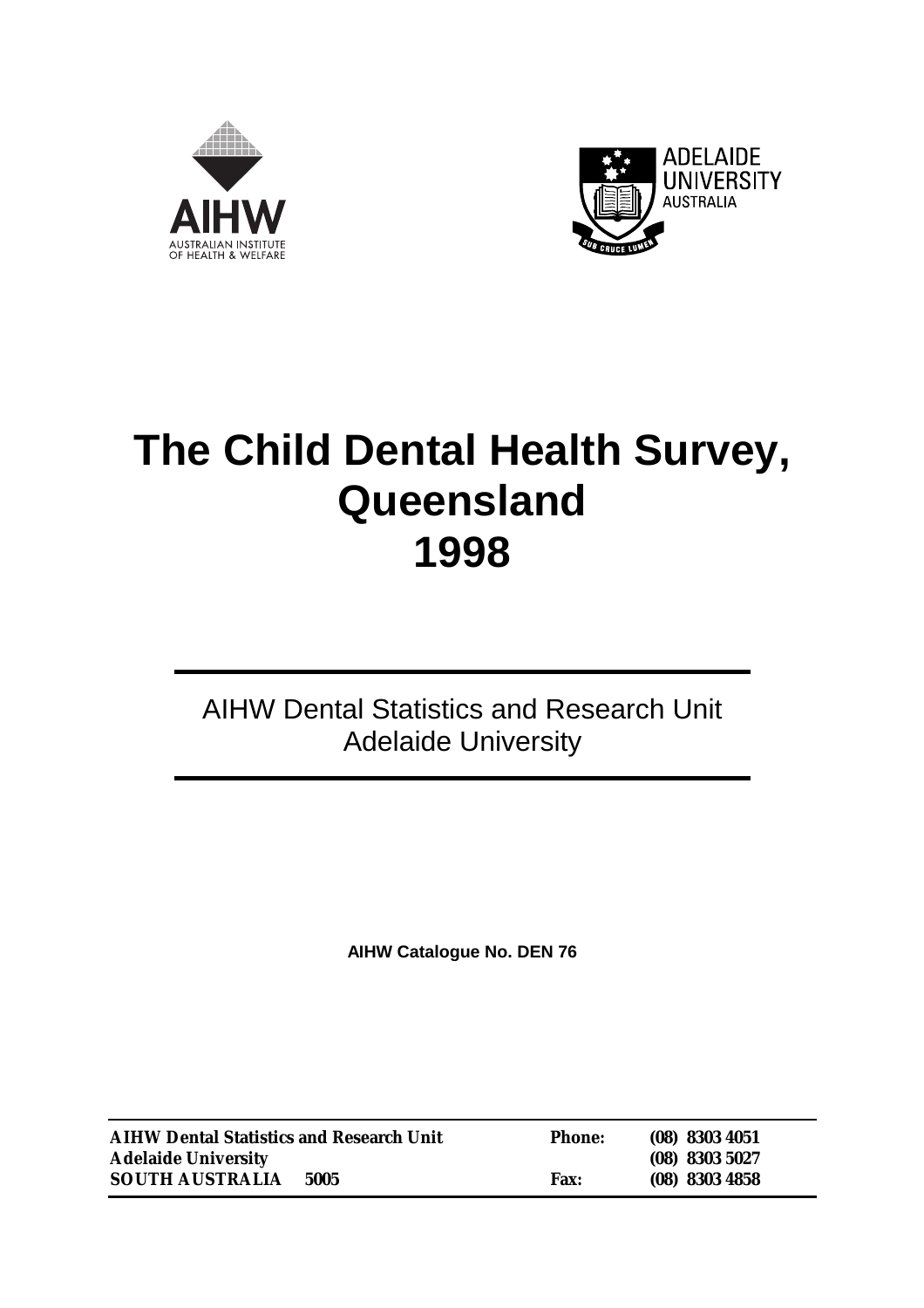AIHW
AUSTRALIAN INSTITUTE OF HEALTH & WELFARE

ADELAIDE UNIVERSITY AUSTRALIA

# The Child Dental Health Survey, Queensland 1998

AIHW Dental Statistics and Research Unit
Adelaide University

**AIHW Catalogue No. DEN 76**

| | | |
|---|---|---|
| **AIHW Dental Statistics and Research Unit** | **Phone:** | **(08) 8303 4051** |
| **Adelaide University** | | **(08) 8303 5027** |
| **SOUTH AUSTRALIA 5005** | **Fax:** | **(08) 8303 4858** |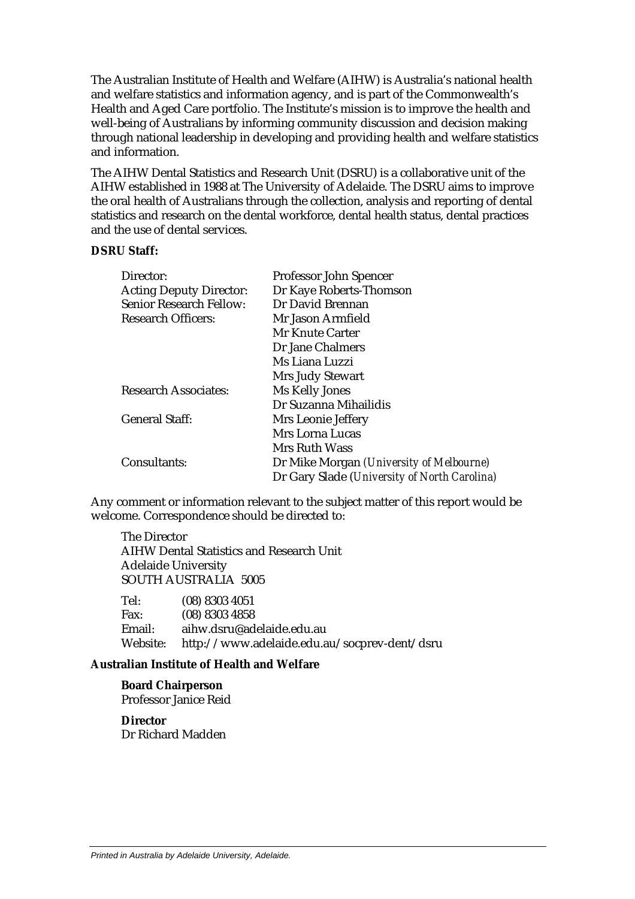The Australian Institute of Health and Welfare (AIHW) is Australia's national health and welfare statistics and information agency, and is part of the Commonwealth's Health and Aged Care portfolio. The Institute's mission is to improve the health and well-being of Australians by informing community discussion and decision making through national leadership in developing and providing health and welfare statistics and information.

The AIHW Dental Statistics and Research Unit (DSRU) is a collaborative unit of the AIHW established in 1988 at The University of Adelaide. The DSRU aims to improve the oral health of Australians through the collection, analysis and reporting of dental statistics and research on the dental workforce, dental health status, dental practices and the use of dental services.

**DSRU Staff:**

| | |
|---|---|
| Director: | Professor John Spencer |
| Acting Deputy Director: | Dr Kaye Roberts-Thomson |
| Senior Research Fellow: | Dr David Brennan |
| Research Officers: | Mr Jason Armfield |
| | Mr Knute Carter |
| | Dr Jane Chalmers |
| | Ms Liana Luzzi |
| | Mrs Judy Stewart |
| Research Associates: | Ms Kelly Jones |
| | Dr Suzanna Mihailidis |
| General Staff: | Mrs Leonie Jeffery |
| | Mrs Lorna Lucas |
| | Mrs Ruth Wass |
| Consultants: | Dr Mike Morgan *(University of Melbourne)* |
| | Dr Gary Slade *(University of North Carolina)* |

Any comment or information relevant to the subject matter of this report would be welcome. Correspondence should be directed to:

The Director
AIHW Dental Statistics and Research Unit
Adelaide University
SOUTH AUSTRALIA 5005

Tel: (08) 8303 4051
Fax: (08) 8303 4858
Email: aihw.dsru@adelaide.edu.au
Website: http://www.adelaide.edu.au/socprev-dent/dsru

**Australian Institute of Health and Welfare**

**Board Chairperson**
Professor Janice Reid

**Director**
Dr Richard Madden

*Printed in Australia by Adelaide University, Adelaide.*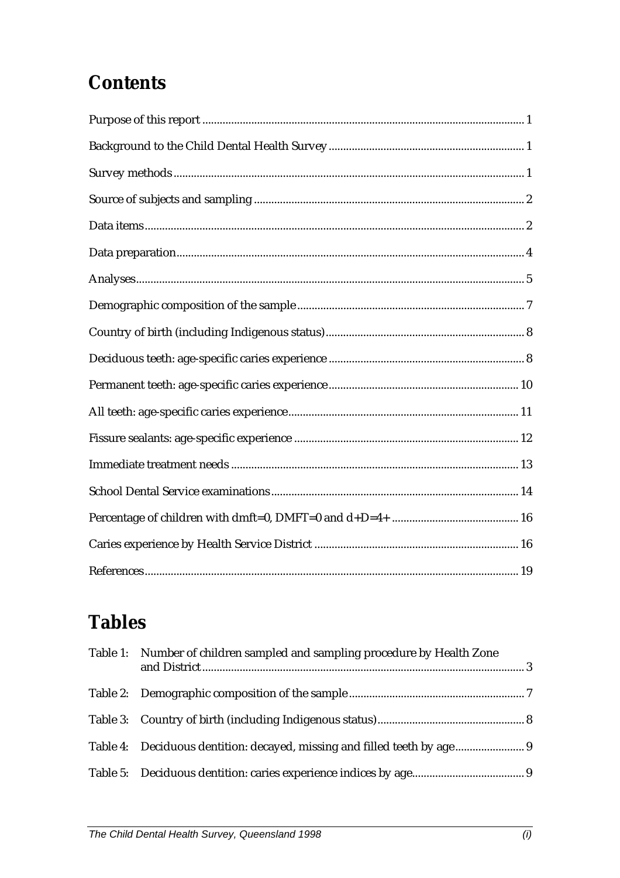# Contents

Purpose of this report ..... 1

Background to the Child Dental Health Survey ..... 1

Survey methods ..... 1

Source of subjects and sampling ..... 2

Data items ..... 2

Data preparation ..... 4

Analyses ..... 5

Demographic composition of the sample ..... 7

Country of birth (including Indigenous status) ..... 8

Deciduous teeth: age-specific caries experience ..... 8

Permanent teeth: age-specific caries experience ..... 10

All teeth: age-specific caries experience ..... 11

Fissure sealants: age-specific experience ..... 12

Immediate treatment needs ..... 13

School Dental Service examinations ..... 14

Percentage of children with dmft=0, DMFT=0 and d+D=4+ ..... 16

Caries experience by Health Service District ..... 16

References ..... 19

# Tables

Table 1: Number of children sampled and sampling procedure by Health Zone and District ..... 3

Table 2: Demographic composition of the sample ..... 7

Table 3: Country of birth (including Indigenous status) ..... 8

Table 4: Deciduous dentition: decayed, missing and filled teeth by age ..... 9

Table 5: Deciduous dentition: caries experience indices by age ..... 9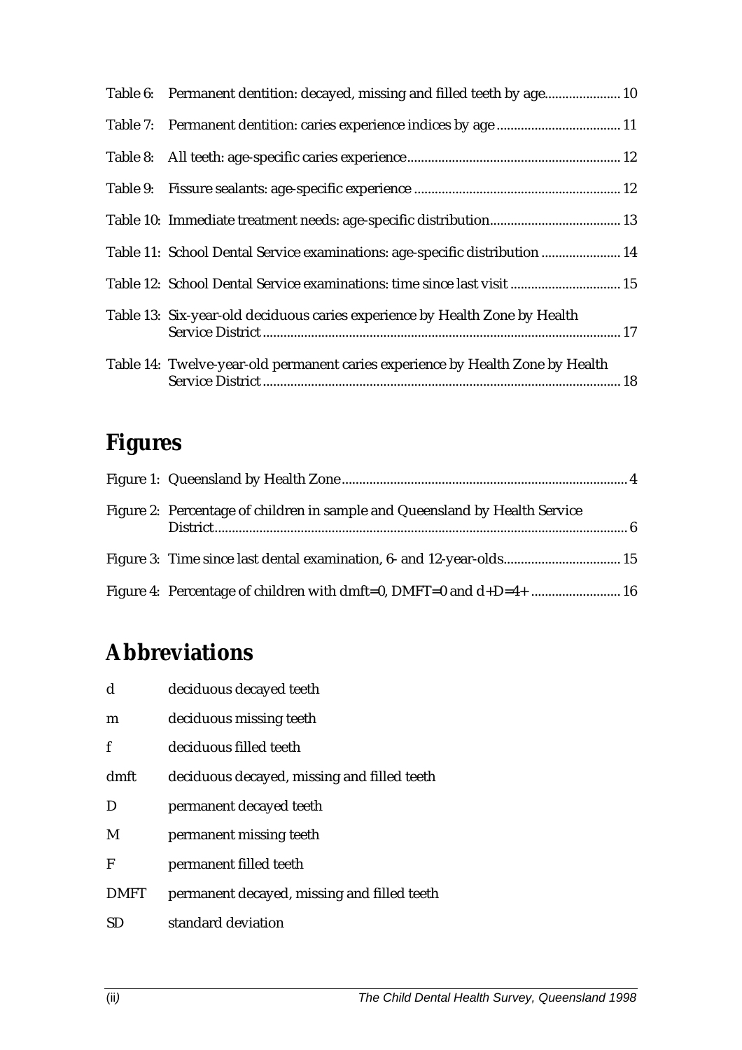Table 6: Permanent dentition: decayed, missing and filled teeth by age...................... 10

Table 7: Permanent dentition: caries experience indices by age .................................... 11

Table 8: All teeth: age-specific caries experience............................................................. 12

Table 9: Fissure sealants: age-specific experience ........................................................... 12

Table 10: Immediate treatment needs: age-specific distribution...................................... 13

Table 11: School Dental Service examinations: age-specific distribution ....................... 14

Table 12: School Dental Service examinations: time since last visit ................................ 15

Table 13: Six-year-old deciduous caries experience by Health Zone by Health Service District...................................................................................................... 17

Table 14: Twelve-year-old permanent caries experience by Health Zone by Health Service District...................................................................................................... 18

# Figures

Figure 1: Queensland by Health Zone.................................................................................. 4

Figure 2: Percentage of children in sample and Queensland by Health Service District...................................................................................................... 6

Figure 3: Time since last dental examination, 6- and 12-year-olds.................................. 15

Figure 4: Percentage of children with dmft=0, DMFT=0 and d+D=4+ .......................... 16

# Abbreviations

| | |
|---|---|
| d | deciduous decayed teeth |
| m | deciduous missing teeth |
| f | deciduous filled teeth |
| dmft | deciduous decayed, missing and filled teeth |
| D | permanent decayed teeth |
| M | permanent missing teeth |
| F | permanent filled teeth |
| DMFT | permanent decayed, missing and filled teeth |
| SD | standard deviation |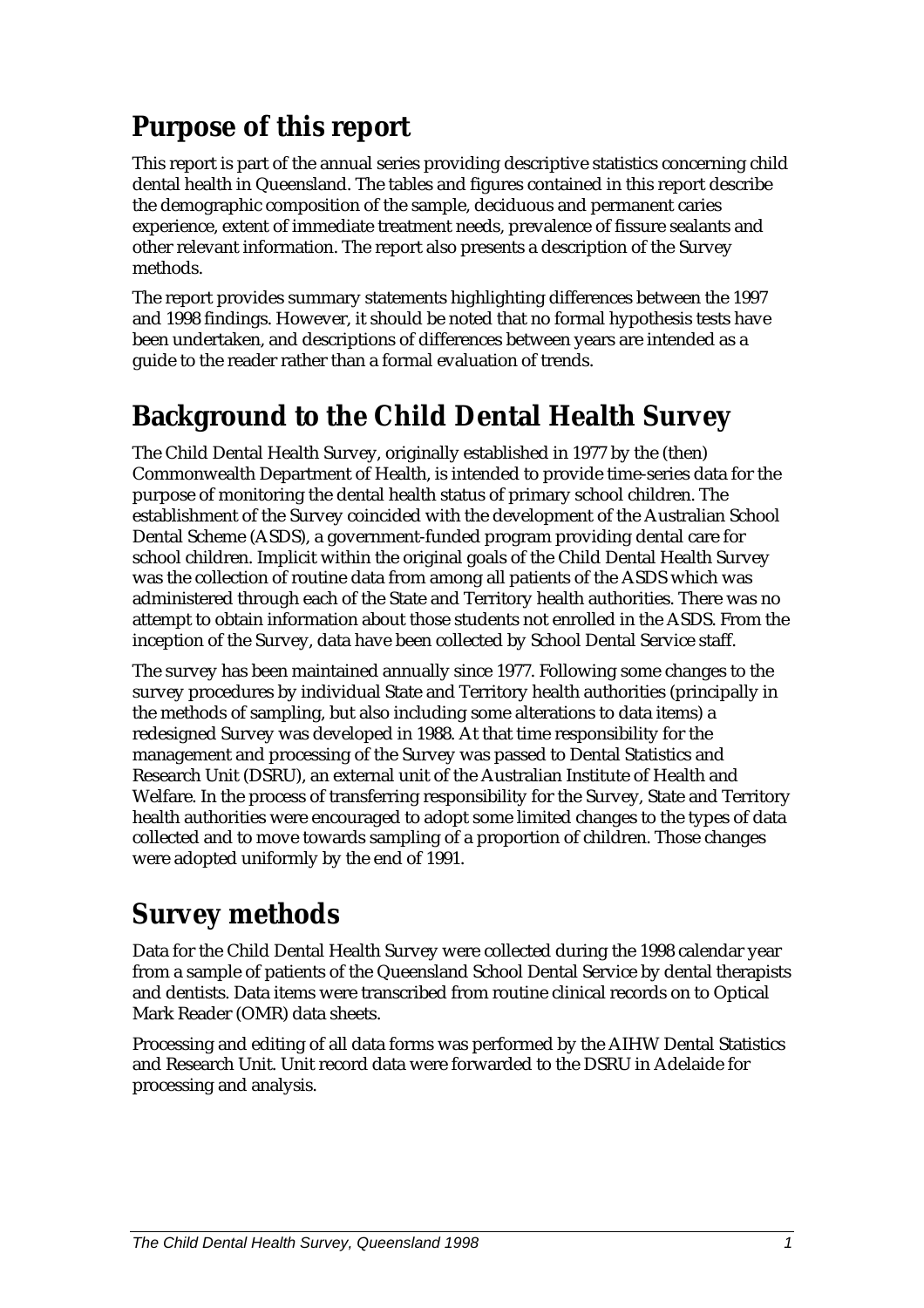## Purpose of this report

This report is part of the annual series providing descriptive statistics concerning child dental health in Queensland. The tables and figures contained in this report describe the demographic composition of the sample, deciduous and permanent caries experience, extent of immediate treatment needs, prevalence of fissure sealants and other relevant information. The report also presents a description of the Survey methods.

The report provides summary statements highlighting differences between the 1997 and 1998 findings. However, it should be noted that no formal hypothesis tests have been undertaken, and descriptions of differences between years are intended as a guide to the reader rather than a formal evaluation of trends.

## Background to the Child Dental Health Survey

The Child Dental Health Survey, originally established in 1977 by the (then) Commonwealth Department of Health, is intended to provide time-series data for the purpose of monitoring the dental health status of primary school children. The establishment of the Survey coincided with the development of the Australian School Dental Scheme (ASDS), a government-funded program providing dental care for school children. Implicit within the original goals of the Child Dental Health Survey was the collection of routine data from among all patients of the ASDS which was administered through each of the State and Territory health authorities. There was no attempt to obtain information about those students not enrolled in the ASDS. From the inception of the Survey, data have been collected by School Dental Service staff.

The survey has been maintained annually since 1977. Following some changes to the survey procedures by individual State and Territory health authorities (principally in the methods of sampling, but also including some alterations to data items) a redesigned Survey was developed in 1988. At that time responsibility for the management and processing of the Survey was passed to Dental Statistics and Research Unit (DSRU), an external unit of the Australian Institute of Health and Welfare. In the process of transferring responsibility for the Survey, State and Territory health authorities were encouraged to adopt some limited changes to the types of data collected and to move towards sampling of a proportion of children. Those changes were adopted uniformly by the end of 1991.

## Survey methods

Data for the Child Dental Health Survey were collected during the 1998 calendar year from a sample of patients of the Queensland School Dental Service by dental therapists and dentists. Data items were transcribed from routine clinical records on to Optical Mark Reader (OMR) data sheets.

Processing and editing of all data forms was performed by the AIHW Dental Statistics and Research Unit. Unit record data were forwarded to the DSRU in Adelaide for processing and analysis.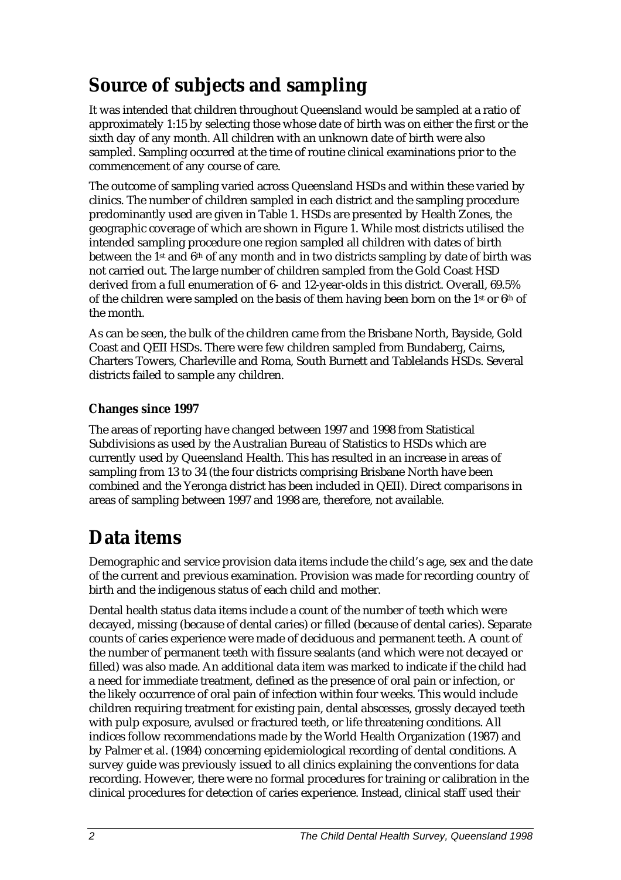# Source of subjects and sampling

It was intended that children throughout Queensland would be sampled at a ratio of approximately 1:15 by selecting those whose date of birth was on either the first or the sixth day of any month. All children with an unknown date of birth were also sampled. Sampling occurred at the time of routine clinical examinations prior to the commencement of any course of care.

The outcome of sampling varied across Queensland HSDs and within these varied by clinics. The number of children sampled in each district and the sampling procedure predominantly used are given in Table 1. HSDs are presented by Health Zones, the geographic coverage of which are shown in Figure 1. While most districts utilised the intended sampling procedure one region sampled all children with dates of birth between the 1st and 6th of any month and in two districts sampling by date of birth was not carried out. The large number of children sampled from the Gold Coast HSD derived from a full enumeration of 6- and 12-year-olds in this district. Overall, 69.5% of the children were sampled on the basis of them having been born on the 1st or 6th of the month.

As can be seen, the bulk of the children came from the Brisbane North, Bayside, Gold Coast and QEII HSDs. There were few children sampled from Bundaberg, Cairns, Charters Towers, Charleville and Roma, South Burnett and Tablelands HSDs. Several districts failed to sample any children.

### Changes since 1997

The areas of reporting have changed between 1997 and 1998 from Statistical Subdivisions as used by the Australian Bureau of Statistics to HSDs which are currently used by Queensland Health. This has resulted in an increase in areas of sampling from 13 to 34 (the four districts comprising Brisbane North have been combined and the Yeronga district has been included in QEII). Direct comparisons in areas of sampling between 1997 and 1998 are, therefore, not available.

# Data items

Demographic and service provision data items include the child's age, sex and the date of the current and previous examination. Provision was made for recording country of birth and the indigenous status of each child and mother.

Dental health status data items include a count of the number of teeth which were decayed, missing (because of dental caries) or filled (because of dental caries). Separate counts of caries experience were made of deciduous and permanent teeth. A count of the number of permanent teeth with fissure sealants (and which were not decayed or filled) was also made. An additional data item was marked to indicate if the child had a need for immediate treatment, defined as the presence of oral pain or infection, or the likely occurrence of oral pain of infection within four weeks. This would include children requiring treatment for existing pain, dental abscesses, grossly decayed teeth with pulp exposure, avulsed or fractured teeth, or life threatening conditions. All indices follow recommendations made by the World Health Organization (1987) and by Palmer et al. (1984) concerning epidemiological recording of dental conditions. A survey guide was previously issued to all clinics explaining the conventions for data recording. However, there were no formal procedures for training or calibration in the clinical procedures for detection of caries experience. Instead, clinical staff used their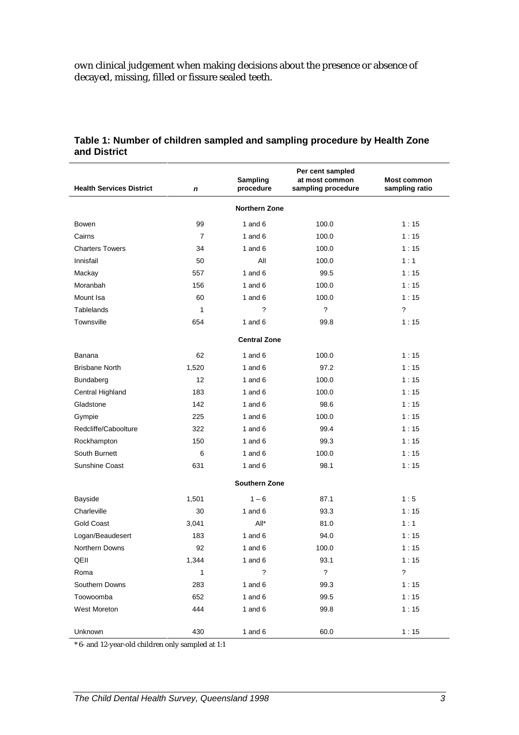own clinical judgement when making decisions about the presence or absence of decayed, missing, filled or fissure sealed teeth.

**Table 1: Number of children sampled and sampling procedure by Health Zone and District**

| Health Services District | *n* | Sampling procedure | Per cent sampled at most common sampling procedure | Most common sampling ratio |
|---|---|---|---|---|
| | | **Northern Zone** | | |
| Bowen | 99 | 1 and 6 | 100.0 | 1 : 15 |
| Cairns | 7 | 1 and 6 | 100.0 | 1 : 15 |
| Charters Towers | 34 | 1 and 6 | 100.0 | 1 : 15 |
| Innisfail | 50 | All | 100.0 | 1 : 1 |
| Mackay | 557 | 1 and 6 | 99.5 | 1 : 15 |
| Moranbah | 156 | 1 and 6 | 100.0 | 1 : 15 |
| Mount Isa | 60 | 1 and 6 | 100.0 | 1 : 15 |
| Tablelands | 1 | ? | ? | ? |
| Townsville | 654 | 1 and 6 | 99.8 | 1 : 15 |
| | | **Central Zone** | | |
| Banana | 62 | 1 and 6 | 100.0 | 1 : 15 |
| Brisbane North | 1,520 | 1 and 6 | 97.2 | 1 : 15 |
| Bundaberg | 12 | 1 and 6 | 100.0 | 1 : 15 |
| Central Highland | 183 | 1 and 6 | 100.0 | 1 : 15 |
| Gladstone | 142 | 1 and 6 | 98.6 | 1 : 15 |
| Gympie | 225 | 1 and 6 | 100.0 | 1 : 15 |
| Redcliffe/Caboolture | 322 | 1 and 6 | 99.4 | 1 : 15 |
| Rockhampton | 150 | 1 and 6 | 99.3 | 1 : 15 |
| South Burnett | 6 | 1 and 6 | 100.0 | 1 : 15 |
| Sunshine Coast | 631 | 1 and 6 | 98.1 | 1 : 15 |
| | | **Southern Zone** | | |
| Bayside | 1,501 | 1 – 6 | 87.1 | 1 : 5 |
| Charleville | 30 | 1 and 6 | 93.3 | 1 : 15 |
| Gold Coast | 3,041 | All* | 81.0 | 1 : 1 |
| Logan/Beaudesert | 183 | 1 and 6 | 94.0 | 1 : 15 |
| Northern Downs | 92 | 1 and 6 | 100.0 | 1 : 15 |
| QEII | 1,344 | 1 and 6 | 93.1 | 1 : 15 |
| Roma | 1 | ? | ? | ? |
| Southern Downs | 283 | 1 and 6 | 99.3 | 1 : 15 |
| Toowoomba | 652 | 1 and 6 | 99.5 | 1 : 15 |
| West Moreton | 444 | 1 and 6 | 99.8 | 1 : 15 |
| Unknown | 430 | 1 and 6 | 60.0 | 1 : 15 |

* 6- and 12-year-old children only sampled at 1:1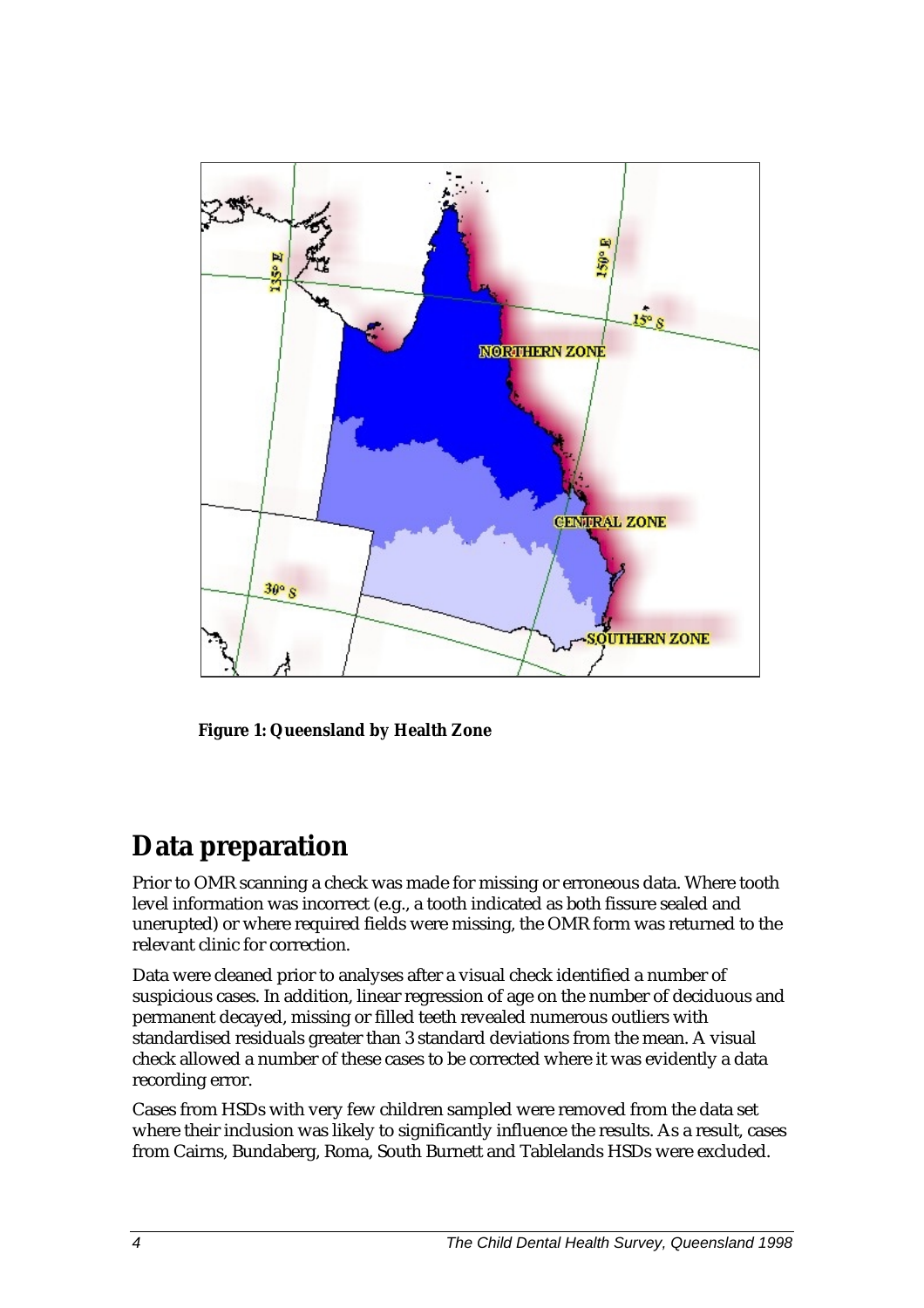**Figure 1: Queensland by Health Zone**

## Data preparation

Prior to OMR scanning a check was made for missing or erroneous data. Where tooth level information was incorrect (e.g., a tooth indicated as both fissure sealed and unerupted) or where required fields were missing, the OMR form was returned to the relevant clinic for correction.

Data were cleaned prior to analyses after a visual check identified a number of suspicious cases. In addition, linear regression of age on the number of deciduous and permanent decayed, missing or filled teeth revealed numerous outliers with standardised residuals greater than 3 standard deviations from the mean. A visual check allowed a number of these cases to be corrected where it was evidently a data recording error.

Cases from HSDs with very few children sampled were removed from the data set where their inclusion was likely to significantly influence the results. As a result, cases from Cairns, Bundaberg, Roma, South Burnett and Tablelands HSDs were excluded.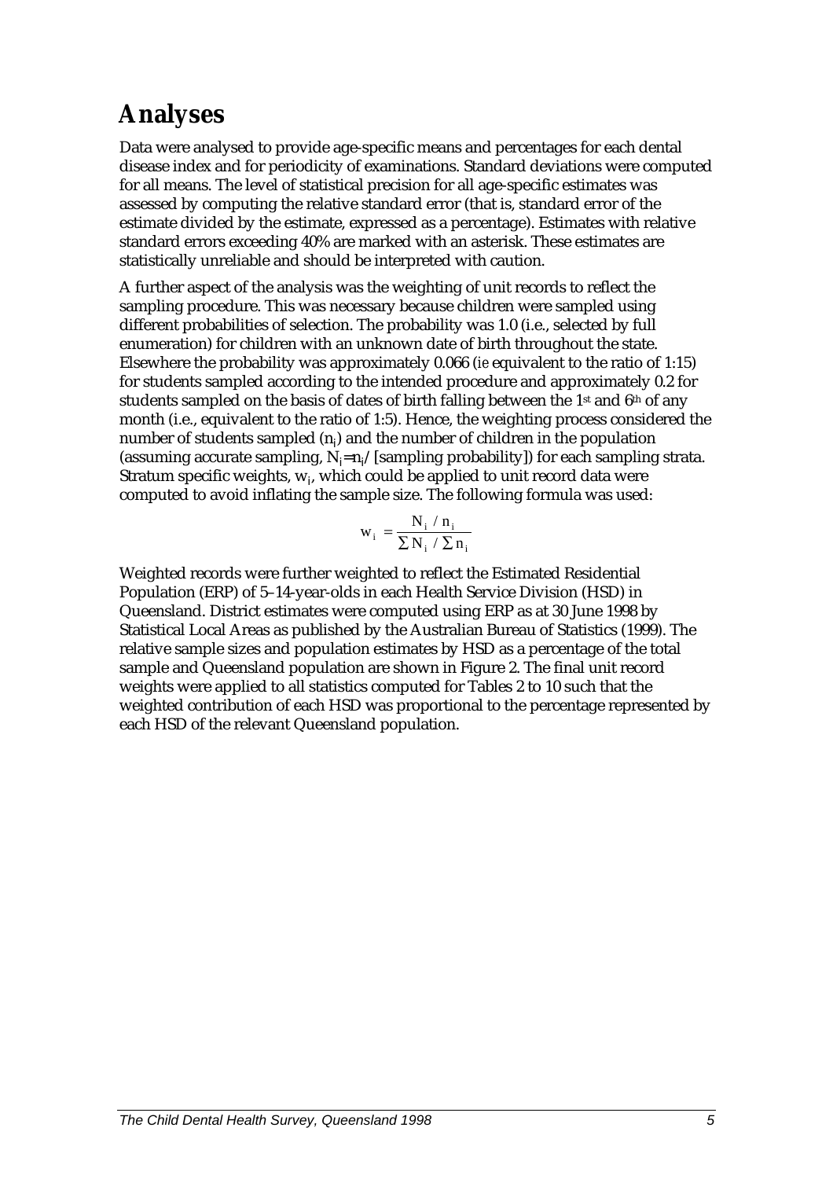# Analyses

Data were analysed to provide age-specific means and percentages for each dental disease index and for periodicity of examinations. Standard deviations were computed for all means. The level of statistical precision for all age-specific estimates was assessed by computing the relative standard error (that is, standard error of the estimate divided by the estimate, expressed as a percentage). Estimates with relative standard errors exceeding 40% are marked with an asterisk. These estimates are statistically unreliable and should be interpreted with caution.

A further aspect of the analysis was the weighting of unit records to reflect the sampling procedure. This was necessary because children were sampled using different probabilities of selection. The probability was 1.0 (i.e., selected by full enumeration) for children with an unknown date of birth throughout the state. Elsewhere the probability was approximately 0.066 (*ie* equivalent to the ratio of 1:15) for students sampled according to the intended procedure and approximately 0.2 for students sampled on the basis of dates of birth falling between the 1st and 6th of any month (i.e., equivalent to the ratio of 1:5). Hence, the weighting process considered the number of students sampled ($n_i$) and the number of children in the population (assuming accurate sampling, $N_i = n_i$/ [sampling probability]) for each sampling strata. Stratum specific weights, $w_i$, which could be applied to unit record data were computed to avoid inflating the sample size. The following formula was used:

$$w_i = \frac{N_i / n_i}{\sum N_i / \sum n_i}$$

Weighted records were further weighted to reflect the Estimated Residential Population (ERP) of 5–14-year-olds in each Health Service Division (HSD) in Queensland. District estimates were computed using ERP as at 30 June 1998 by Statistical Local Areas as published by the Australian Bureau of Statistics (1999). The relative sample sizes and population estimates by HSD as a percentage of the total sample and Queensland population are shown in Figure 2. The final unit record weights were applied to all statistics computed for Tables 2 to 10 such that the weighted contribution of each HSD was proportional to the percentage represented by each HSD of the relevant Queensland population.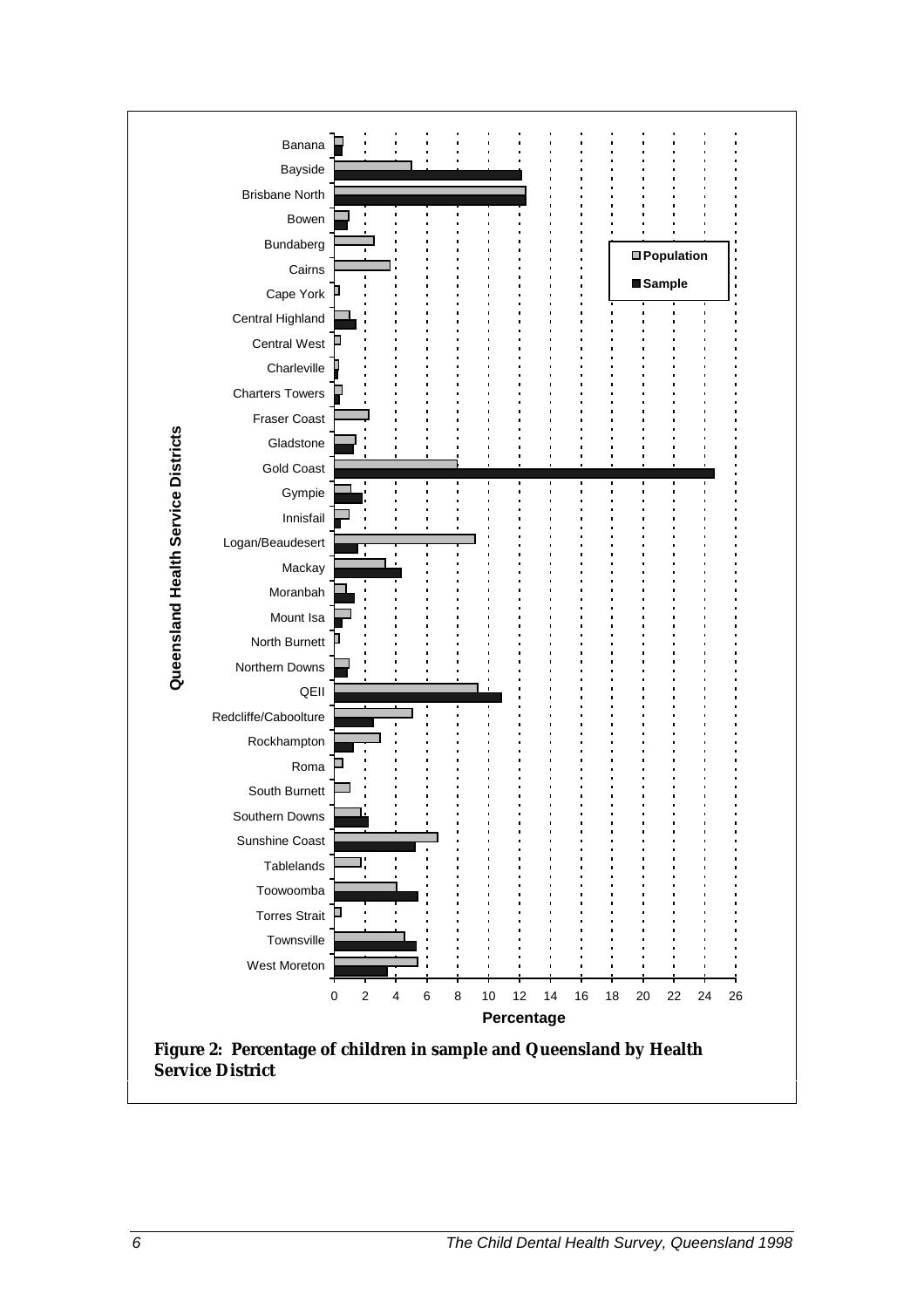Figure 2: Percentage of children in sample and Queensland by Health Service District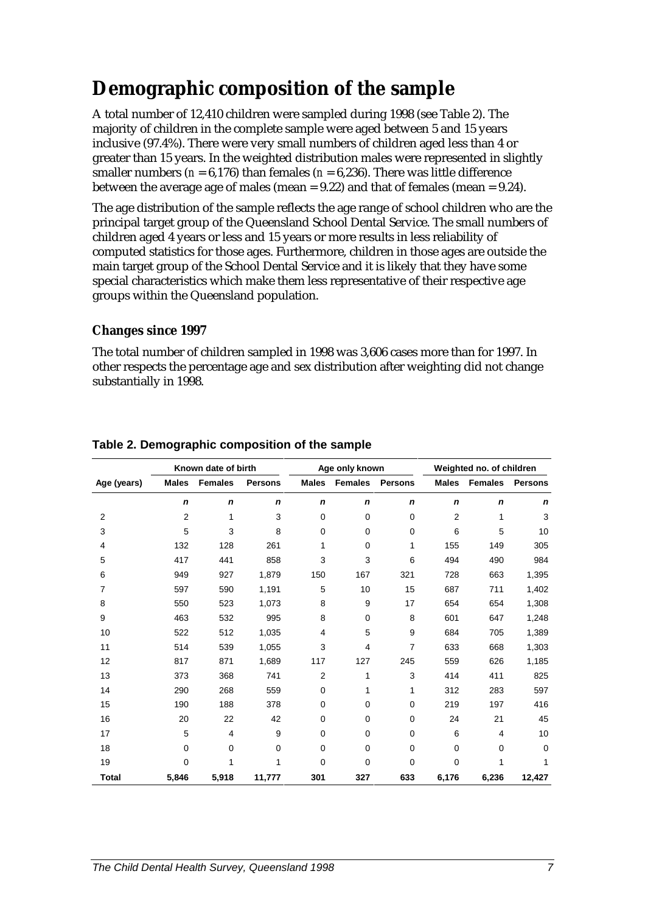# Demographic composition of the sample

A total number of 12,410 children were sampled during 1998 (see Table 2). The majority of children in the complete sample were aged between 5 and 15 years inclusive (97.4%). There were very small numbers of children aged less than 4 or greater than 15 years. In the weighted distribution males were represented in slightly smaller numbers (*n* = 6,176) than females (*n* = 6,236). There was little difference between the average age of males (mean = 9.22) and that of females (mean = 9.24).

The age distribution of the sample reflects the age range of school children who are the principal target group of the Queensland School Dental Service. The small numbers of children aged 4 years or less and 15 years or more results in less reliability of computed statistics for those ages. Furthermore, children in those ages are outside the main target group of the School Dental Service and it is likely that they have some special characteristics which make them less representative of their respective age groups within the Queensland population.

### Changes since 1997

The total number of children sampled in 1998 was 3,606 cases more than for 1997. In other respects the percentage age and sex distribution after weighting did not change substantially in 1998.

**Table 2. Demographic composition of the sample**

| | Known date of birth | | | Age only known | | | Weighted no. of children | | |
|---|---|---|---|---|---|---|---|---|---|
| Age (years) | Males | Females | Persons | Males | Females | Persons | Males | Females | Persons |
| | *n* | *n* | *n* | *n* | *n* | *n* | *n* | *n* | *n* |
| 2 | 2 | 1 | 3 | 0 | 0 | 0 | 2 | 1 | 3 |
| 3 | 5 | 3 | 8 | 0 | 0 | 0 | 6 | 5 | 10 |
| 4 | 132 | 128 | 261 | 1 | 0 | 1 | 155 | 149 | 305 |
| 5 | 417 | 441 | 858 | 3 | 3 | 6 | 494 | 490 | 984 |
| 6 | 949 | 927 | 1,879 | 150 | 167 | 321 | 728 | 663 | 1,395 |
| 7 | 597 | 590 | 1,191 | 5 | 10 | 15 | 687 | 711 | 1,402 |
| 8 | 550 | 523 | 1,073 | 8 | 9 | 17 | 654 | 654 | 1,308 |
| 9 | 463 | 532 | 995 | 8 | 0 | 8 | 601 | 647 | 1,248 |
| 10 | 522 | 512 | 1,035 | 4 | 5 | 9 | 684 | 705 | 1,389 |
| 11 | 514 | 539 | 1,055 | 3 | 4 | 7 | 633 | 668 | 1,303 |
| 12 | 817 | 871 | 1,689 | 117 | 127 | 245 | 559 | 626 | 1,185 |
| 13 | 373 | 368 | 741 | 2 | 1 | 3 | 414 | 411 | 825 |
| 14 | 290 | 268 | 559 | 0 | 1 | 1 | 312 | 283 | 597 |
| 15 | 190 | 188 | 378 | 0 | 0 | 0 | 219 | 197 | 416 |
| 16 | 20 | 22 | 42 | 0 | 0 | 0 | 24 | 21 | 45 |
| 17 | 5 | 4 | 9 | 0 | 0 | 0 | 6 | 4 | 10 |
| 18 | 0 | 0 | 0 | 0 | 0 | 0 | 0 | 0 | 0 |
| 19 | 0 | 1 | 1 | 0 | 0 | 0 | 0 | 1 | 1 |
| **Total** | **5,846** | **5,918** | **11,777** | **301** | **327** | **633** | **6,176** | **6,236** | **12,427** |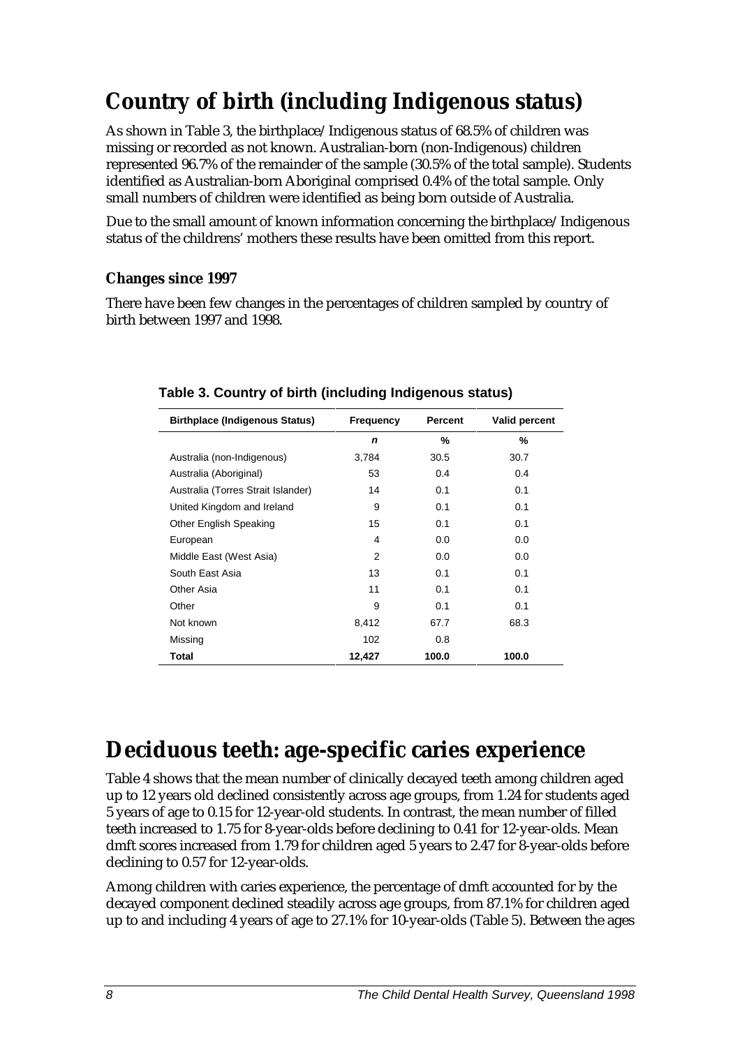# Country of birth (including Indigenous status)

As shown in Table 3, the birthplace/Indigenous status of 68.5% of children was missing or recorded as not known. Australian-born (non-Indigenous) children represented 96.7% of the remainder of the sample (30.5% of the total sample). Students identified as Australian-born Aboriginal comprised 0.4% of the total sample. Only small numbers of children were identified as being born outside of Australia.

Due to the small amount of known information concerning the birthplace/Indigenous status of the childrens' mothers these results have been omitted from this report.

### Changes since 1997

There have been few changes in the percentages of children sampled by country of birth between 1997 and 1998.

**Table 3. Country of birth (including Indigenous status)**

| Birthplace (Indigenous Status) | Frequency | Percent | Valid percent |
|---|---|---|---|
| | *n* | % | % |
| Australia (non-Indigenous) | 3,784 | 30.5 | 30.7 |
| Australia (Aboriginal) | 53 | 0.4 | 0.4 |
| Australia (Torres Strait Islander) | 14 | 0.1 | 0.1 |
| United Kingdom and Ireland | 9 | 0.1 | 0.1 |
| Other English Speaking | 15 | 0.1 | 0.1 |
| European | 4 | 0.0 | 0.0 |
| Middle East (West Asia) | 2 | 0.0 | 0.0 |
| South East Asia | 13 | 0.1 | 0.1 |
| Other Asia | 11 | 0.1 | 0.1 |
| Other | 9 | 0.1 | 0.1 |
| Not known | 8,412 | 67.7 | 68.3 |
| Missing | 102 | 0.8 | |
| **Total** | **12,427** | **100.0** | **100.0** |

# Deciduous teeth: age-specific caries experience

Table 4 shows that the mean number of clinically decayed teeth among children aged up to 12 years old declined consistently across age groups, from 1.24 for students aged 5 years of age to 0.15 for 12-year-old students. In contrast, the mean number of filled teeth increased to 1.75 for 8-year-olds before declining to 0.41 for 12-year-olds. Mean dmft scores increased from 1.79 for children aged 5 years to 2.47 for 8-year-olds before declining to 0.57 for 12-year-olds.

Among children with caries experience, the percentage of dmft accounted for by the decayed component declined steadily across age groups, from 87.1% for children aged up to and including 4 years of age to 27.1% for 10-year-olds (Table 5). Between the ages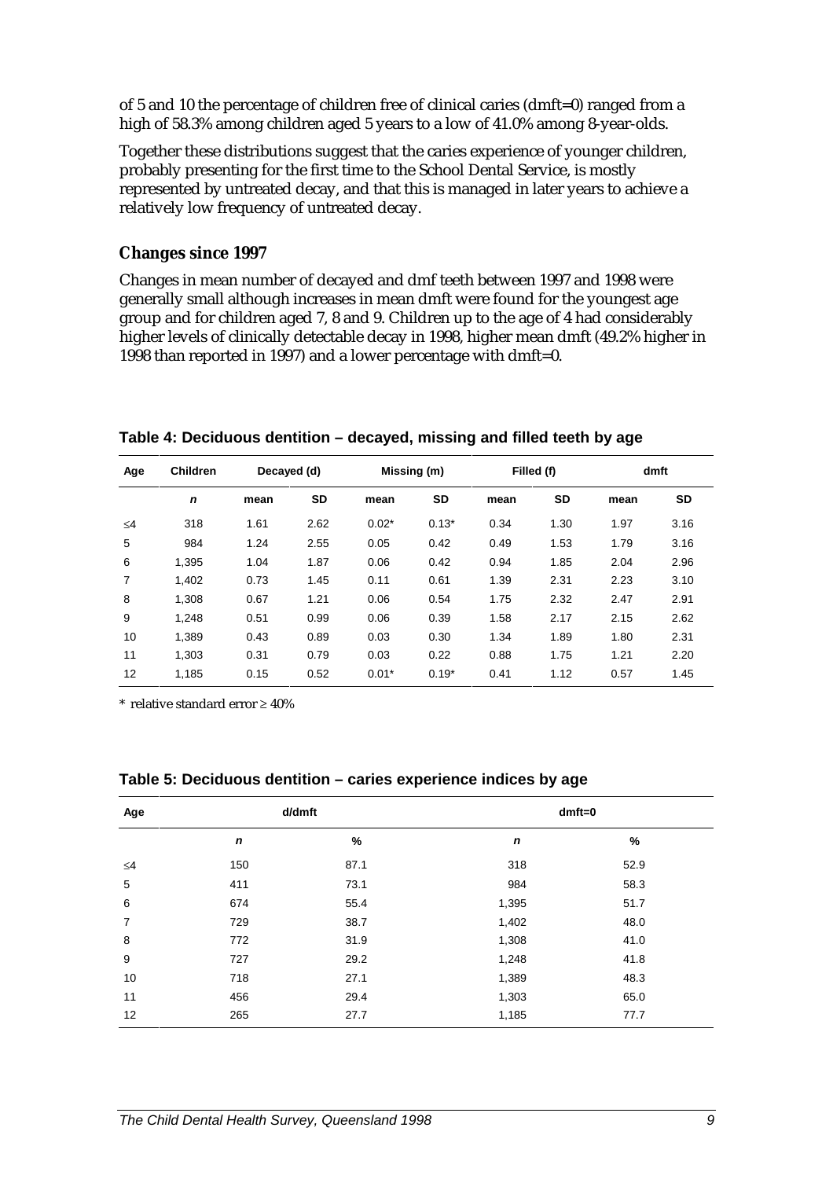of 5 and 10 the percentage of children free of clinical caries (dmft=0) ranged from a high of 58.3% among children aged 5 years to a low of 41.0% among 8-year-olds.

Together these distributions suggest that the caries experience of younger children, probably presenting for the first time to the School Dental Service, is mostly represented by untreated decay, and that this is managed in later years to achieve a relatively low frequency of untreated decay.

### Changes since 1997

Changes in mean number of decayed and dmf teeth between 1997 and 1998 were generally small although increases in mean dmft were found for the youngest age group and for children aged 7, 8 and 9. Children up to the age of 4 had considerably higher levels of clinically detectable decay in 1998, higher mean dmft (49.2% higher in 1998 than reported in 1997) and a lower percentage with dmft=0.

**Table 4: Deciduous dentition – decayed, missing and filled teeth by age**

| Age | Children | Decayed (d) | | Missing (m) | | Filled (f) | | dmft | |
|---|---|---|---|---|---|---|---|---|---|
| | *n* | mean | SD | mean | SD | mean | SD | mean | SD |
| ≤4 | 318 | 1.61 | 2.62 | 0.02* | 0.13* | 0.34 | 1.30 | 1.97 | 3.16 |
| 5 | 984 | 1.24 | 2.55 | 0.05 | 0.42 | 0.49 | 1.53 | 1.79 | 3.16 |
| 6 | 1,395 | 1.04 | 1.87 | 0.06 | 0.42 | 0.94 | 1.85 | 2.04 | 2.96 |
| 7 | 1,402 | 0.73 | 1.45 | 0.11 | 0.61 | 1.39 | 2.31 | 2.23 | 3.10 |
| 8 | 1,308 | 0.67 | 1.21 | 0.06 | 0.54 | 1.75 | 2.32 | 2.47 | 2.91 |
| 9 | 1,248 | 0.51 | 0.99 | 0.06 | 0.39 | 1.58 | 2.17 | 2.15 | 2.62 |
| 10 | 1,389 | 0.43 | 0.89 | 0.03 | 0.30 | 1.34 | 1.89 | 1.80 | 2.31 |
| 11 | 1,303 | 0.31 | 0.79 | 0.03 | 0.22 | 0.88 | 1.75 | 1.21 | 2.20 |
| 12 | 1,185 | 0.15 | 0.52 | 0.01* | 0.19* | 0.41 | 1.12 | 0.57 | 1.45 |

\* relative standard error ≥ 40%

**Table 5: Deciduous dentition – caries experience indices by age**

| Age | d/dmft | | dmft=0 | |
|---|---|---|---|---|
| | *n* | % | *n* | % |
| ≤4 | 150 | 87.1 | 318 | 52.9 |
| 5 | 411 | 73.1 | 984 | 58.3 |
| 6 | 674 | 55.4 | 1,395 | 51.7 |
| 7 | 729 | 38.7 | 1,402 | 48.0 |
| 8 | 772 | 31.9 | 1,308 | 41.0 |
| 9 | 727 | 29.2 | 1,248 | 41.8 |
| 10 | 718 | 27.1 | 1,389 | 48.3 |
| 11 | 456 | 29.4 | 1,303 | 65.0 |
| 12 | 265 | 27.7 | 1,185 | 77.7 |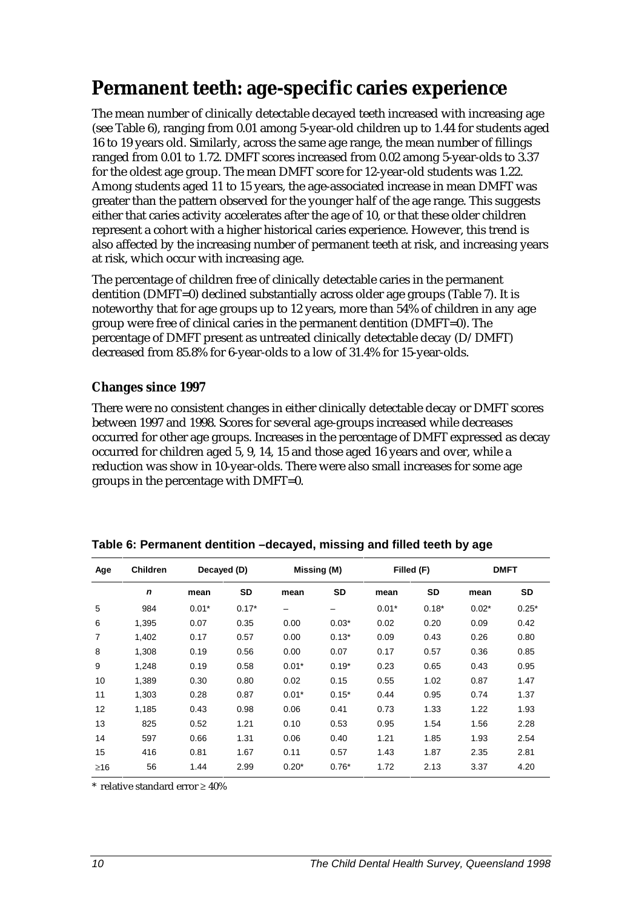# Permanent teeth: age-specific caries experience

The mean number of clinically detectable decayed teeth increased with increasing age (see Table 6), ranging from 0.01 among 5-year-old children up to 1.44 for students aged 16 to 19 years old. Similarly, across the same age range, the mean number of fillings ranged from 0.01 to 1.72. DMFT scores increased from 0.02 among 5-year-olds to 3.37 for the oldest age group. The mean DMFT score for 12-year-old students was 1.22. Among students aged 11 to 15 years, the age-associated increase in mean DMFT was greater than the pattern observed for the younger half of the age range. This suggests either that caries activity accelerates after the age of 10, or that these older children represent a cohort with a higher historical caries experience. However, this trend is also affected by the increasing number of permanent teeth at risk, and increasing years at risk, which occur with increasing age.

The percentage of children free of clinically detectable caries in the permanent dentition (DMFT=0) declined substantially across older age groups (Table 7). It is noteworthy that for age groups up to 12 years, more than 54% of children in any age group were free of clinical caries in the permanent dentition (DMFT=0). The percentage of DMFT present as untreated clinically detectable decay (D/DMFT) decreased from 85.8% for 6-year-olds to a low of 31.4% for 15-year-olds.

### Changes since 1997

There were no consistent changes in either clinically detectable decay or DMFT scores between 1997 and 1998. Scores for several age-groups increased while decreases occurred for other age groups. Increases in the percentage of DMFT expressed as decay occurred for children aged 5, 9, 14, 15 and those aged 16 years and over, while a reduction was show in 10-year-olds. There were also small increases for some age groups in the percentage with DMFT=0.

**Table 6: Permanent dentition –decayed, missing and filled teeth by age**

| Age | Children | Decayed (D) | | Missing (M) | | Filled (F) | | DMFT | |
|---|---|---|---|---|---|---|---|---|---|
| | *n* | mean | SD | mean | SD | mean | SD | mean | SD |
| 5 | 984 | 0.01* | 0.17* | – | – | 0.01* | 0.18* | 0.02* | 0.25* |
| 6 | 1,395 | 0.07 | 0.35 | 0.00 | 0.03* | 0.02 | 0.20 | 0.09 | 0.42 |
| 7 | 1,402 | 0.17 | 0.57 | 0.00 | 0.13* | 0.09 | 0.43 | 0.26 | 0.80 |
| 8 | 1,308 | 0.19 | 0.56 | 0.00 | 0.07 | 0.17 | 0.57 | 0.36 | 0.85 |
| 9 | 1,248 | 0.19 | 0.58 | 0.01* | 0.19* | 0.23 | 0.65 | 0.43 | 0.95 |
| 10 | 1,389 | 0.30 | 0.80 | 0.02 | 0.15 | 0.55 | 1.02 | 0.87 | 1.47 |
| 11 | 1,303 | 0.28 | 0.87 | 0.01* | 0.15* | 0.44 | 0.95 | 0.74 | 1.37 |
| 12 | 1,185 | 0.43 | 0.98 | 0.06 | 0.41 | 0.73 | 1.33 | 1.22 | 1.93 |
| 13 | 825 | 0.52 | 1.21 | 0.10 | 0.53 | 0.95 | 1.54 | 1.56 | 2.28 |
| 14 | 597 | 0.66 | 1.31 | 0.06 | 0.40 | 1.21 | 1.85 | 1.93 | 2.54 |
| 15 | 416 | 0.81 | 1.67 | 0.11 | 0.57 | 1.43 | 1.87 | 2.35 | 2.81 |
| ≥16 | 56 | 1.44 | 2.99 | 0.20* | 0.76* | 1.72 | 2.13 | 3.37 | 4.20 |

\* relative standard error ≥ 40%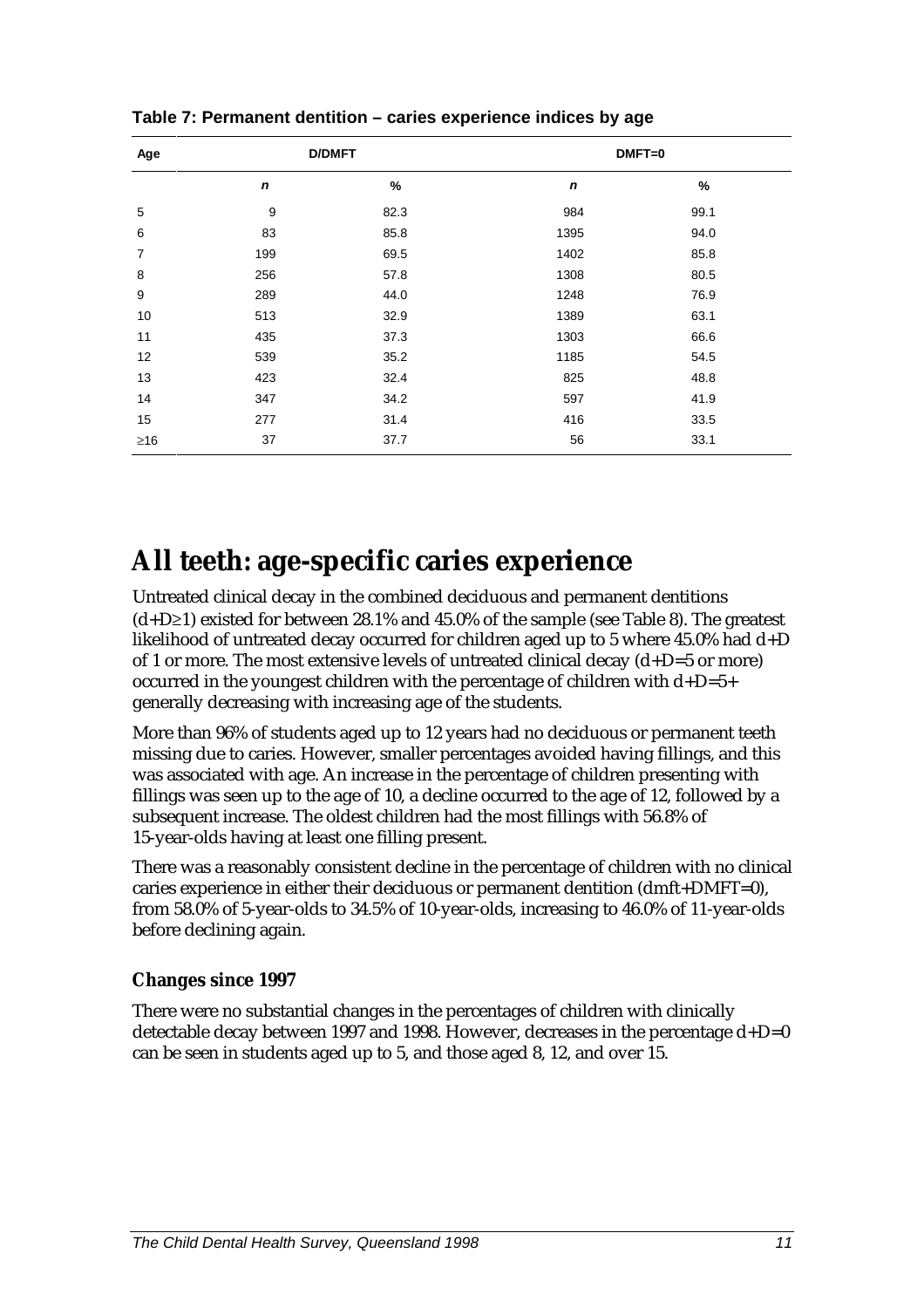**Table 7: Permanent dentition – caries experience indices by age**

| Age | D/DMFT | | DMFT=0 | |
|---|---|---|---|---|
| | *n* | % | *n* | % |
| 5 | 9 | 82.3 | 984 | 99.1 |
| 6 | 83 | 85.8 | 1395 | 94.0 |
| 7 | 199 | 69.5 | 1402 | 85.8 |
| 8 | 256 | 57.8 | 1308 | 80.5 |
| 9 | 289 | 44.0 | 1248 | 76.9 |
| 10 | 513 | 32.9 | 1389 | 63.1 |
| 11 | 435 | 37.3 | 1303 | 66.6 |
| 12 | 539 | 35.2 | 1185 | 54.5 |
| 13 | 423 | 32.4 | 825 | 48.8 |
| 14 | 347 | 34.2 | 597 | 41.9 |
| 15 | 277 | 31.4 | 416 | 33.5 |
| ≥16 | 37 | 37.7 | 56 | 33.1 |

# All teeth: age-specific caries experience

Untreated clinical decay in the combined deciduous and permanent dentitions (d+D≥1) existed for between 28.1% and 45.0% of the sample (see Table 8). The greatest likelihood of untreated decay occurred for children aged up to 5 where 45.0% had d+D of 1 or more. The most extensive levels of untreated clinical decay (d+D=5 or more) occurred in the youngest children with the percentage of children with d+D=5+ generally decreasing with increasing age of the students.

More than 96% of students aged up to 12 years had no deciduous or permanent teeth missing due to caries. However, smaller percentages avoided having fillings, and this was associated with age. An increase in the percentage of children presenting with fillings was seen up to the age of 10, a decline occurred to the age of 12, followed by a subsequent increase. The oldest children had the most fillings with 56.8% of 15-year-olds having at least one filling present.

There was a reasonably consistent decline in the percentage of children with no clinical caries experience in either their deciduous or permanent dentition (dmft+DMFT=0), from 58.0% of 5-year-olds to 34.5% of 10-year-olds, increasing to 46.0% of 11-year-olds before declining again.

### Changes since 1997

There were no substantial changes in the percentages of children with clinically detectable decay between 1997 and 1998. However, decreases in the percentage d+D=0 can be seen in students aged up to 5, and those aged 8, 12, and over 15.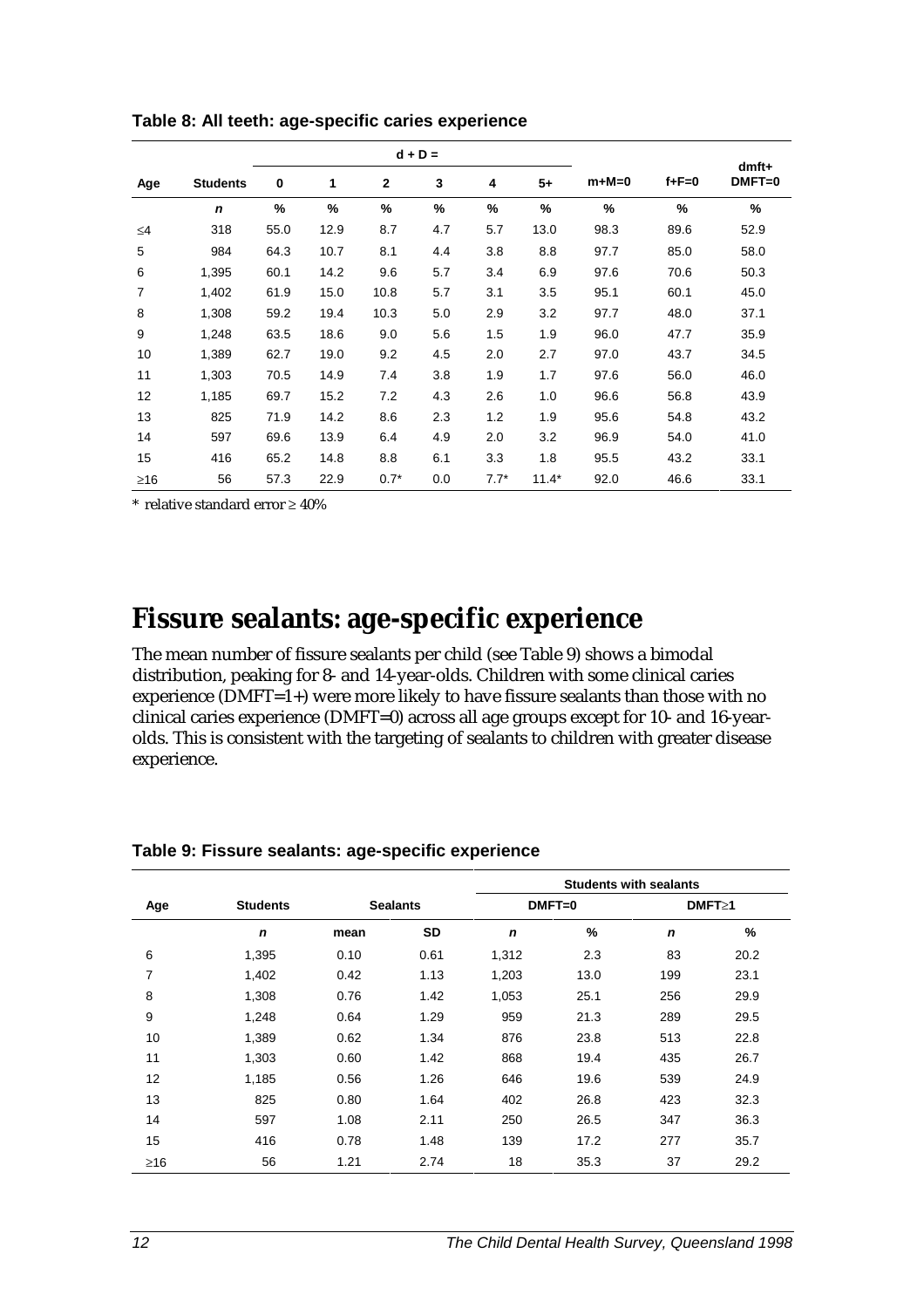**Table 8: All teeth: age-specific caries experience**

| Age | Students | d + D = | | | | | | m+M=0 | f+F=0 | dmft+ DMFT=0 |
|---|---|---|---|---|---|---|---|---|---|---|
| | | 0 | 1 | 2 | 3 | 4 | 5+ | | | |
| | *n* | % | % | % | % | % | % | % | % | % |
| ≤4 | 318 | 55.0 | 12.9 | 8.7 | 4.7 | 5.7 | 13.0 | 98.3 | 89.6 | 52.9 |
| 5 | 984 | 64.3 | 10.7 | 8.1 | 4.4 | 3.8 | 8.8 | 97.7 | 85.0 | 58.0 |
| 6 | 1,395 | 60.1 | 14.2 | 9.6 | 5.7 | 3.4 | 6.9 | 97.6 | 70.6 | 50.3 |
| 7 | 1,402 | 61.9 | 15.0 | 10.8 | 5.7 | 3.1 | 3.5 | 95.1 | 60.1 | 45.0 |
| 8 | 1,308 | 59.2 | 19.4 | 10.3 | 5.0 | 2.9 | 3.2 | 97.7 | 48.0 | 37.1 |
| 9 | 1,248 | 63.5 | 18.6 | 9.0 | 5.6 | 1.5 | 1.9 | 96.0 | 47.7 | 35.9 |
| 10 | 1,389 | 62.7 | 19.0 | 9.2 | 4.5 | 2.0 | 2.7 | 97.0 | 43.7 | 34.5 |
| 11 | 1,303 | 70.5 | 14.9 | 7.4 | 3.8 | 1.9 | 1.7 | 97.6 | 56.0 | 46.0 |
| 12 | 1,185 | 69.7 | 15.2 | 7.2 | 4.3 | 2.6 | 1.0 | 96.6 | 56.8 | 43.9 |
| 13 | 825 | 71.9 | 14.2 | 8.6 | 2.3 | 1.2 | 1.9 | 95.6 | 54.8 | 43.2 |
| 14 | 597 | 69.6 | 13.9 | 6.4 | 4.9 | 2.0 | 3.2 | 96.9 | 54.0 | 41.0 |
| 15 | 416 | 65.2 | 14.8 | 8.8 | 6.1 | 3.3 | 1.8 | 95.5 | 43.2 | 33.1 |
| ≥16 | 56 | 57.3 | 22.9 | 0.7* | 0.0 | 7.7* | 11.4* | 92.0 | 46.6 | 33.1 |

\* relative standard error ≥ 40%

# Fissure sealants: age-specific experience

The mean number of fissure sealants per child (see Table 9) shows a bimodal distribution, peaking for 8- and 14-year-olds. Children with some clinical caries experience (DMFT=1+) were more likely to have fissure sealants than those with no clinical caries experience (DMFT=0) across all age groups except for 10- and 16-year-olds. This is consistent with the targeting of sealants to children with greater disease experience.

**Table 9: Fissure sealants: age-specific experience**

| Age | Students | Sealants | | Students with sealants | | | |
|---|---|---|---|---|---|---|---|
| | | | | DMFT=0 | | DMFT≥1 | |
| | *n* | mean | SD | *n* | % | *n* | % |
| 6 | 1,395 | 0.10 | 0.61 | 1,312 | 2.3 | 83 | 20.2 |
| 7 | 1,402 | 0.42 | 1.13 | 1,203 | 13.0 | 199 | 23.1 |
| 8 | 1,308 | 0.76 | 1.42 | 1,053 | 25.1 | 256 | 29.9 |
| 9 | 1,248 | 0.64 | 1.29 | 959 | 21.3 | 289 | 29.5 |
| 10 | 1,389 | 0.62 | 1.34 | 876 | 23.8 | 513 | 22.8 |
| 11 | 1,303 | 0.60 | 1.42 | 868 | 19.4 | 435 | 26.7 |
| 12 | 1,185 | 0.56 | 1.26 | 646 | 19.6 | 539 | 24.9 |
| 13 | 825 | 0.80 | 1.64 | 402 | 26.8 | 423 | 32.3 |
| 14 | 597 | 1.08 | 2.11 | 250 | 26.5 | 347 | 36.3 |
| 15 | 416 | 0.78 | 1.48 | 139 | 17.2 | 277 | 35.7 |
| ≥16 | 56 | 1.21 | 2.74 | 18 | 35.3 | 37 | 29.2 |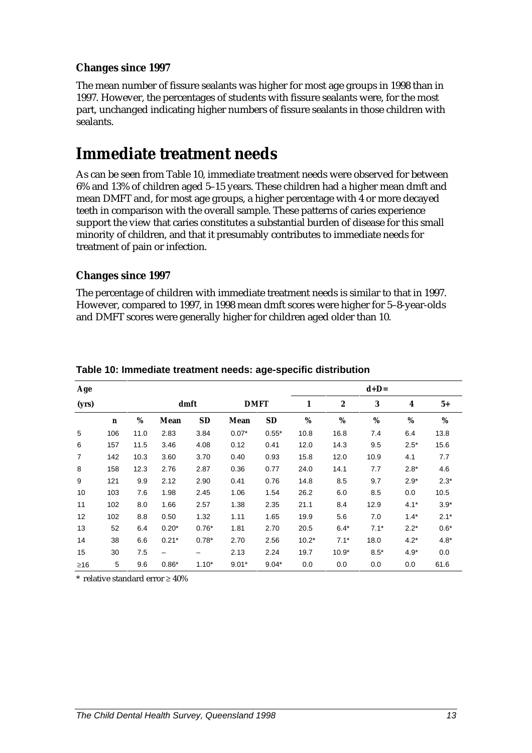### Changes since 1997

The mean number of fissure sealants was higher for most age groups in 1998 than in 1997. However, the percentages of students with fissure sealants were, for the most part, unchanged indicating higher numbers of fissure sealants in those children with sealants.

## Immediate treatment needs

As can be seen from Table 10, immediate treatment needs were observed for between 6% and 13% of children aged 5–15 years. These children had a higher mean dmft and mean DMFT and, for most age groups, a higher percentage with 4 or more decayed teeth in comparison with the overall sample. These patterns of caries experience support the view that caries constitutes a substantial burden of disease for this small minority of children, and that it presumably contributes to immediate needs for treatment of pain or infection.

### Changes since 1997

The percentage of children with immediate treatment needs is similar to that in 1997. However, compared to 1997, in 1998 mean dmft scores were higher for 5–8-year-olds and DMFT scores were generally higher for children aged older than 10.

**Table 10: Immediate treatment needs: age-specific distribution**

| Age (yrs) | | | dmft | | DMFT | | d+D= 1 | 2 | 3 | 4 | 5+ |
|---|---|---|---|---|---|---|---|---|---|---|---|
| | n | % | Mean | SD | Mean | SD | % | % | % | % | % |
| 5 | 106 | 11.0 | 2.83 | 3.84 | 0.07* | 0.55* | 10.8 | 16.8 | 7.4 | 6.4 | 13.8 |
| 6 | 157 | 11.5 | 3.46 | 4.08 | 0.12 | 0.41 | 12.0 | 14.3 | 9.5 | 2.5* | 15.6 |
| 7 | 142 | 10.3 | 3.60 | 3.70 | 0.40 | 0.93 | 15.8 | 12.0 | 10.9 | 4.1 | 7.7 |
| 8 | 158 | 12.3 | 2.76 | 2.87 | 0.36 | 0.77 | 24.0 | 14.1 | 7.7 | 2.8* | 4.6 |
| 9 | 121 | 9.9 | 2.12 | 2.90 | 0.41 | 0.76 | 14.8 | 8.5 | 9.7 | 2.9* | 2.3* |
| 10 | 103 | 7.6 | 1.98 | 2.45 | 1.06 | 1.54 | 26.2 | 6.0 | 8.5 | 0.0 | 10.5 |
| 11 | 102 | 8.0 | 1.66 | 2.57 | 1.38 | 2.35 | 21.1 | 8.4 | 12.9 | 4.1* | 3.9* |
| 12 | 102 | 8.8 | 0.50 | 1.32 | 1.11 | 1.65 | 19.9 | 5.6 | 7.0 | 1.4* | 2.1* |
| 13 | 52 | 6.4 | 0.20* | 0.76* | 1.81 | 2.70 | 20.5 | 6.4* | 7.1* | 2.2* | 0.6* |
| 14 | 38 | 6.6 | 0.21* | 0.78* | 2.70 | 2.56 | 10.2* | 7.1* | 18.0 | 4.2* | 4.8* |
| 15 | 30 | 7.5 | – | – | 2.13 | 2.24 | 19.7 | 10.9* | 8.5* | 4.9* | 0.0 |
| ≥16 | 5 | 9.6 | 0.86* | 1.10* | 9.01* | 9.04* | 0.0 | 0.0 | 0.0 | 0.0 | 61.6 |

\* relative standard error ≥ 40%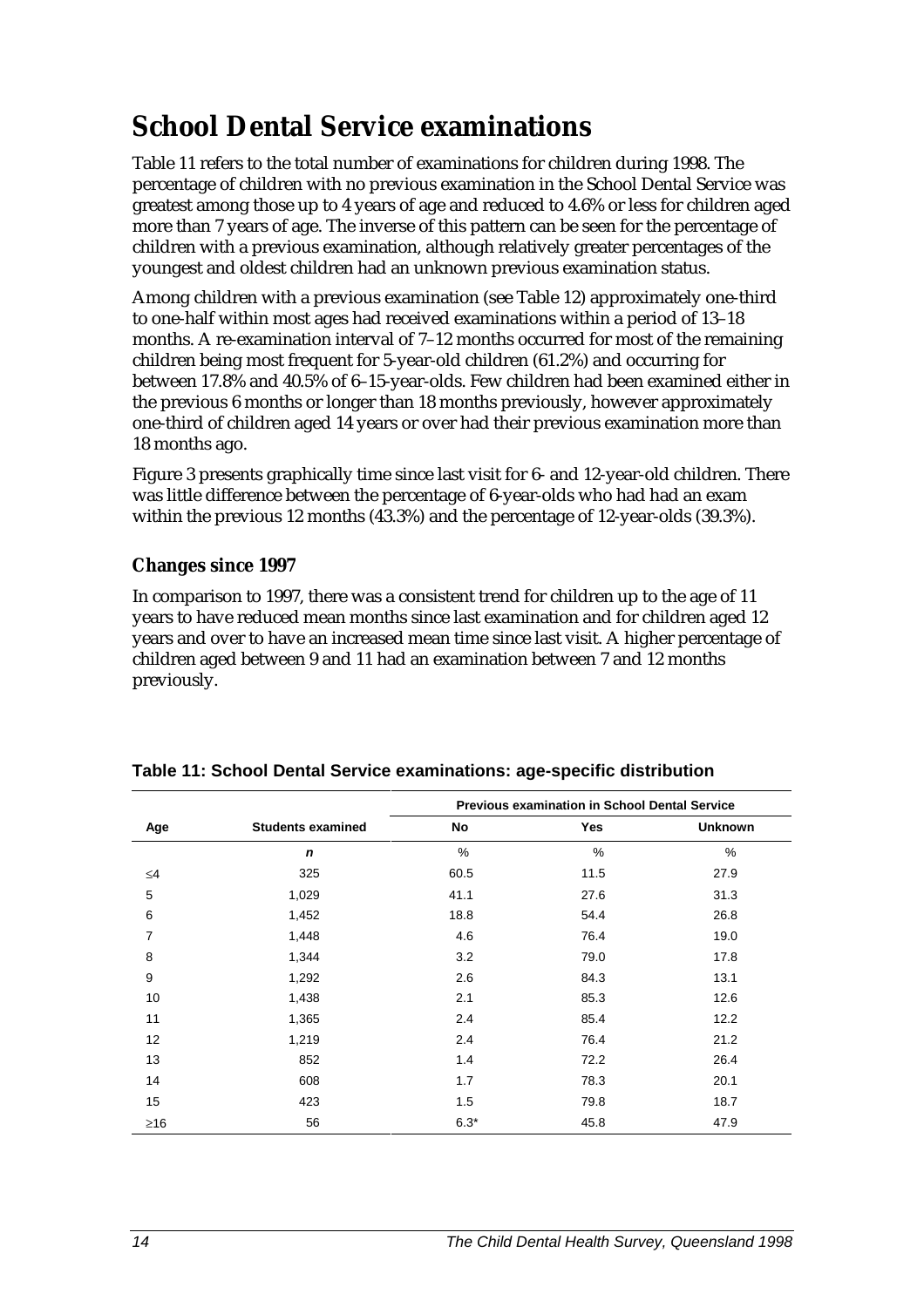# School Dental Service examinations

Table 11 refers to the total number of examinations for children during 1998. The percentage of children with no previous examination in the School Dental Service was greatest among those up to 4 years of age and reduced to 4.6% or less for children aged more than 7 years of age. The inverse of this pattern can be seen for the percentage of children with a previous examination, although relatively greater percentages of the youngest and oldest children had an unknown previous examination status.

Among children with a previous examination (see Table 12) approximately one-third to one-half within most ages had received examinations within a period of 13–18 months. A re-examination interval of 7–12 months occurred for most of the remaining children being most frequent for 5-year-old children (61.2%) and occurring for between 17.8% and 40.5% of 6–15-year-olds. Few children had been examined either in the previous 6 months or longer than 18 months previously, however approximately one-third of children aged 14 years or over had their previous examination more than 18 months ago.

Figure 3 presents graphically time since last visit for 6- and 12-year-old children. There was little difference between the percentage of 6-year-olds who had had an exam within the previous 12 months (43.3%) and the percentage of 12-year-olds (39.3%).

### Changes since 1997

In comparison to 1997, there was a consistent trend for children up to the age of 11 years to have reduced mean months since last examination and for children aged 12 years and over to have an increased mean time since last visit. A higher percentage of children aged between 9 and 11 had an examination between 7 and 12 months previously.

**Table 11: School Dental Service examinations: age-specific distribution**

| | | Previous examination in School Dental Service | | |
|---|---|---|---|---|
| Age | Students examined | No | Yes | Unknown |
| | *n* | % | % | % |
| ≤4 | 325 | 60.5 | 11.5 | 27.9 |
| 5 | 1,029 | 41.1 | 27.6 | 31.3 |
| 6 | 1,452 | 18.8 | 54.4 | 26.8 |
| 7 | 1,448 | 4.6 | 76.4 | 19.0 |
| 8 | 1,344 | 3.2 | 79.0 | 17.8 |
| 9 | 1,292 | 2.6 | 84.3 | 13.1 |
| 10 | 1,438 | 2.1 | 85.3 | 12.6 |
| 11 | 1,365 | 2.4 | 85.4 | 12.2 |
| 12 | 1,219 | 2.4 | 76.4 | 21.2 |
| 13 | 852 | 1.4 | 72.2 | 26.4 |
| 14 | 608 | 1.7 | 78.3 | 20.1 |
| 15 | 423 | 1.5 | 79.8 | 18.7 |
| ≥16 | 56 | 6.3* | 45.8 | 47.9 |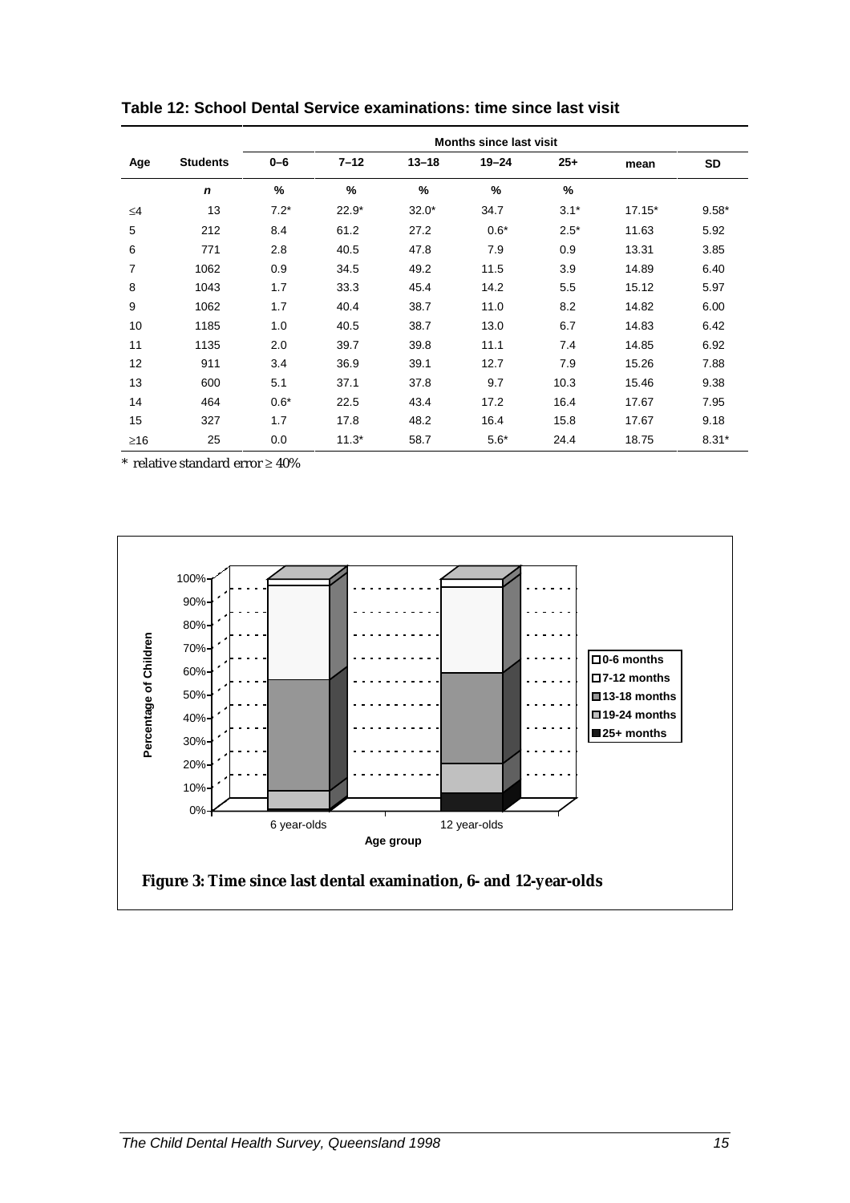**Table 12: School Dental Service examinations: time since last visit**

| Age | Students | Months since last visit | | | | | | |
|---|---|---|---|---|---|---|---|---|
| | | 0–6 | 7–12 | 13–18 | 19–24 | 25+ | mean | SD |
| | *n* | % | % | % | % | % | | |
| ≤4 | 13 | 7.2* | 22.9* | 32.0* | 34.7 | 3.1* | 17.15* | 9.58* |
| 5 | 212 | 8.4 | 61.2 | 27.2 | 0.6* | 2.5* | 11.63 | 5.92 |
| 6 | 771 | 2.8 | 40.5 | 47.8 | 7.9 | 0.9 | 13.31 | 3.85 |
| 7 | 1062 | 0.9 | 34.5 | 49.2 | 11.5 | 3.9 | 14.89 | 6.40 |
| 8 | 1043 | 1.7 | 33.3 | 45.4 | 14.2 | 5.5 | 15.12 | 5.97 |
| 9 | 1062 | 1.7 | 40.4 | 38.7 | 11.0 | 8.2 | 14.82 | 6.00 |
| 10 | 1185 | 1.0 | 40.5 | 38.7 | 13.0 | 6.7 | 14.83 | 6.42 |
| 11 | 1135 | 2.0 | 39.7 | 39.8 | 11.1 | 7.4 | 14.85 | 6.92 |
| 12 | 911 | 3.4 | 36.9 | 39.1 | 12.7 | 7.9 | 15.26 | 7.88 |
| 13 | 600 | 5.1 | 37.1 | 37.8 | 9.7 | 10.3 | 15.46 | 9.38 |
| 14 | 464 | 0.6* | 22.5 | 43.4 | 17.2 | 16.4 | 17.67 | 7.95 |
| 15 | 327 | 1.7 | 17.8 | 48.2 | 16.4 | 15.8 | 17.67 | 9.18 |
| ≥16 | 25 | 0.0 | 11.3* | 58.7 | 5.6* | 24.4 | 18.75 | 8.31* |

\* relative standard error ≥ 40%

**Figure 3: Time since last dental examination, 6- and 12-year-olds**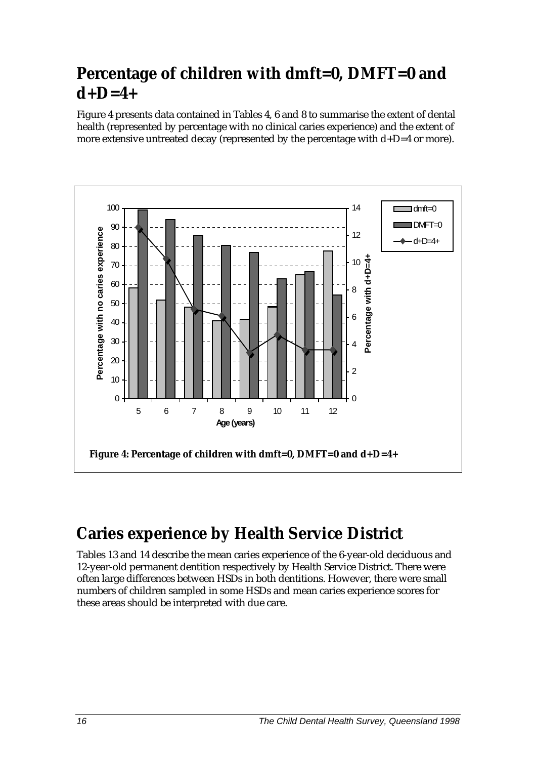## Percentage of children with dmft=0, DMFT=0 and d+D=4+

Figure 4 presents data contained in Tables 4, 6 and 8 to summarise the extent of dental health (represented by percentage with no clinical caries experience) and the extent of more extensive untreated decay (represented by the percentage with d+D=4 or more).

**Figure 4: Percentage of children with dmft=0, DMFT=0 and d+D=4+**

## Caries experience by Health Service District

Tables 13 and 14 describe the mean caries experience of the 6-year-old deciduous and 12-year-old permanent dentition respectively by Health Service District. There were often large differences between HSDs in both dentitions. However, there were small numbers of children sampled in some HSDs and mean caries experience scores for these areas should be interpreted with due care.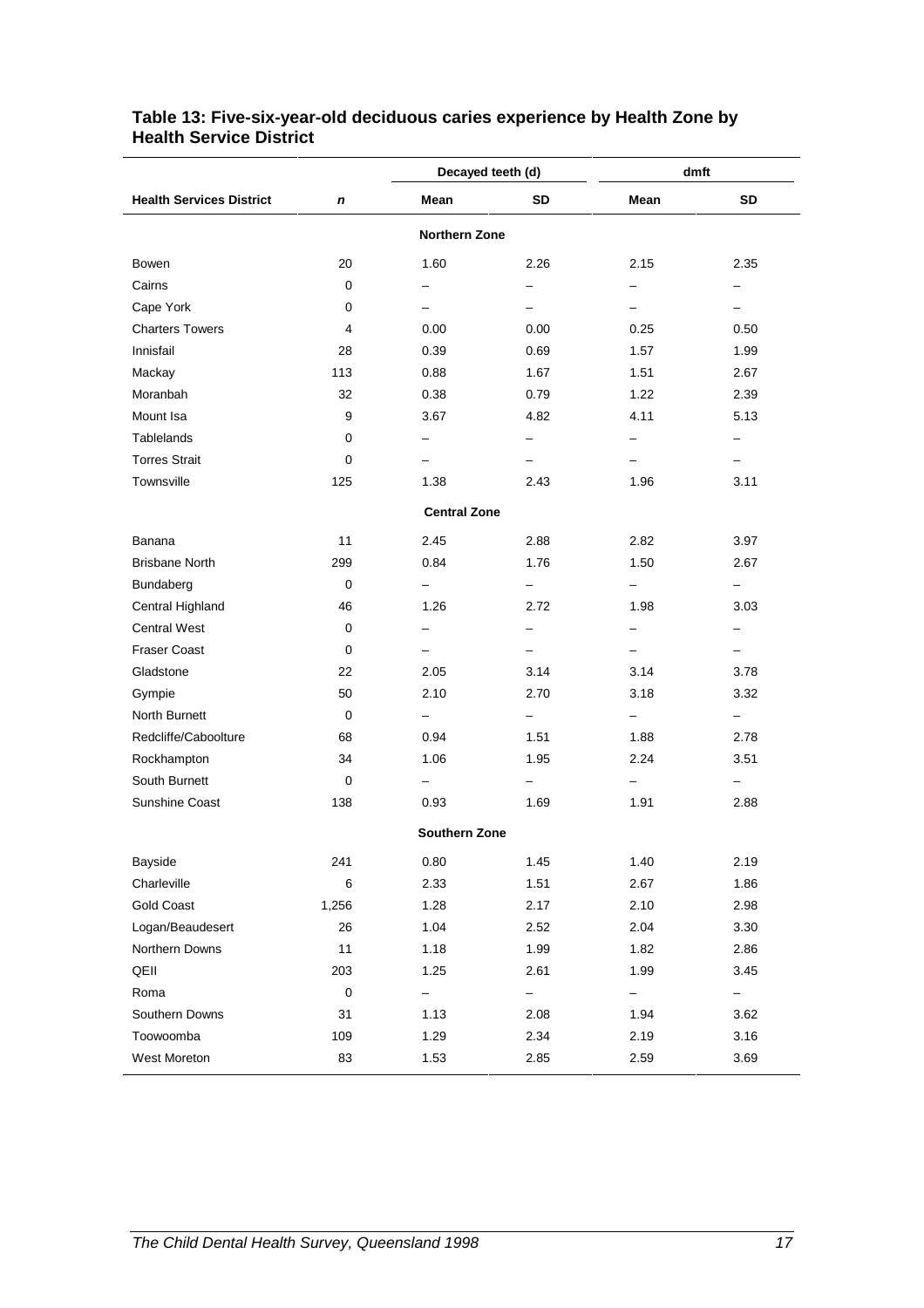### Table 13: Five-six-year-old deciduous caries experience by Health Zone by Health Service District

| | | Decayed teeth (d) | | dmft | |
|---|---|---|---|---|---|
| **Health Services District** | ***n*** | **Mean** | **SD** | **Mean** | **SD** |
| | | **Northern Zone** | | | |
| Bowen | 20 | 1.60 | 2.26 | 2.15 | 2.35 |
| Cairns | 0 | – | – | – | – |
| Cape York | 0 | – | – | – | – |
| Charters Towers | 4 | 0.00 | 0.00 | 0.25 | 0.50 |
| Innisfail | 28 | 0.39 | 0.69 | 1.57 | 1.99 |
| Mackay | 113 | 0.88 | 1.67 | 1.51 | 2.67 |
| Moranbah | 32 | 0.38 | 0.79 | 1.22 | 2.39 |
| Mount Isa | 9 | 3.67 | 4.82 | 4.11 | 5.13 |
| Tablelands | 0 | – | – | – | – |
| Torres Strait | 0 | – | – | – | – |
| Townsville | 125 | 1.38 | 2.43 | 1.96 | 3.11 |
| | | **Central Zone** | | | |
| Banana | 11 | 2.45 | 2.88 | 2.82 | 3.97 |
| Brisbane North | 299 | 0.84 | 1.76 | 1.50 | 2.67 |
| Bundaberg | 0 | – | – | – | – |
| Central Highland | 46 | 1.26 | 2.72 | 1.98 | 3.03 |
| Central West | 0 | – | – | – | – |
| Fraser Coast | 0 | – | – | – | – |
| Gladstone | 22 | 2.05 | 3.14 | 3.14 | 3.78 |
| Gympie | 50 | 2.10 | 2.70 | 3.18 | 3.32 |
| North Burnett | 0 | – | – | – | – |
| Redcliffe/Caboolture | 68 | 0.94 | 1.51 | 1.88 | 2.78 |
| Rockhampton | 34 | 1.06 | 1.95 | 2.24 | 3.51 |
| South Burnett | 0 | – | – | – | – |
| Sunshine Coast | 138 | 0.93 | 1.69 | 1.91 | 2.88 |
| | | **Southern Zone** | | | |
| Bayside | 241 | 0.80 | 1.45 | 1.40 | 2.19 |
| Charleville | 6 | 2.33 | 1.51 | 2.67 | 1.86 |
| Gold Coast | 1,256 | 1.28 | 2.17 | 2.10 | 2.98 |
| Logan/Beaudesert | 26 | 1.04 | 2.52 | 2.04 | 3.30 |
| Northern Downs | 11 | 1.18 | 1.99 | 1.82 | 2.86 |
| QEII | 203 | 1.25 | 2.61 | 1.99 | 3.45 |
| Roma | 0 | – | – | – | – |
| Southern Downs | 31 | 1.13 | 2.08 | 1.94 | 3.62 |
| Toowoomba | 109 | 1.29 | 2.34 | 2.19 | 3.16 |
| West Moreton | 83 | 1.53 | 2.85 | 2.59 | 3.69 |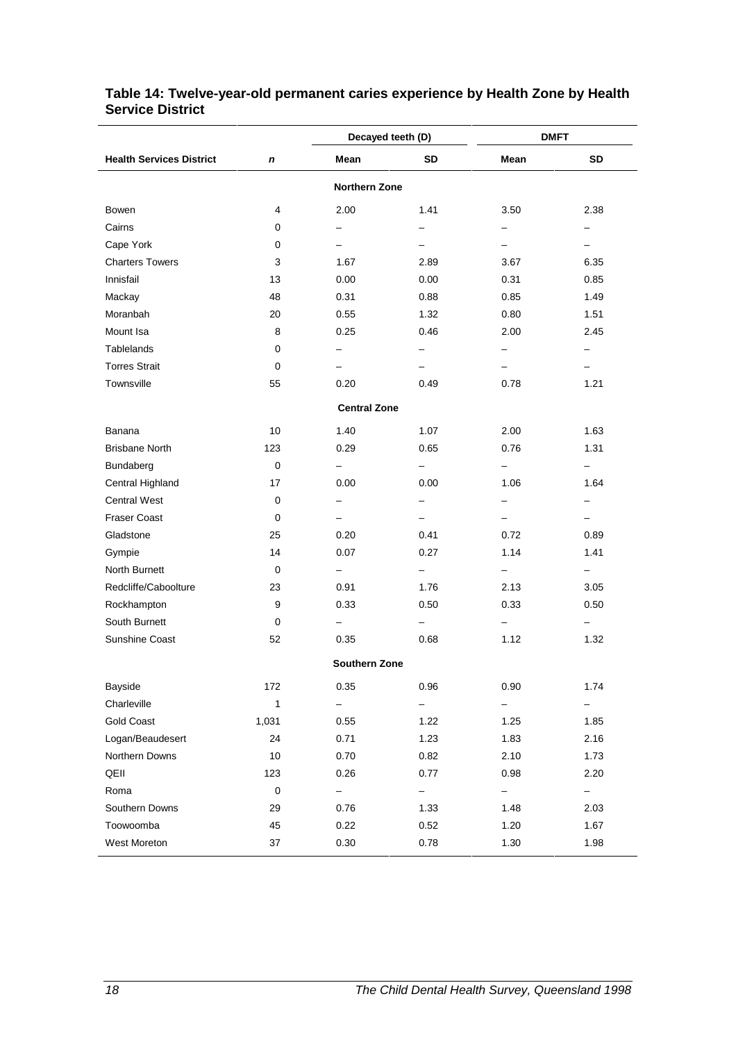**Table 14: Twelve-year-old permanent caries experience by Health Zone by Health Service District**

| | | Decayed teeth (D) | | DMFT | |
|---|---|---|---|---|---|
| **Health Services District** | ***n*** | **Mean** | **SD** | **Mean** | **SD** |
| | | **Northern Zone** | | | |
| Bowen | 4 | 2.00 | 1.41 | 3.50 | 2.38 |
| Cairns | 0 | – | – | – | – |
| Cape York | 0 | – | – | – | – |
| Charters Towers | 3 | 1.67 | 2.89 | 3.67 | 6.35 |
| Innisfail | 13 | 0.00 | 0.00 | 0.31 | 0.85 |
| Mackay | 48 | 0.31 | 0.88 | 0.85 | 1.49 |
| Moranbah | 20 | 0.55 | 1.32 | 0.80 | 1.51 |
| Mount Isa | 8 | 0.25 | 0.46 | 2.00 | 2.45 |
| Tablelands | 0 | – | – | – | – |
| Torres Strait | 0 | – | – | – | – |
| Townsville | 55 | 0.20 | 0.49 | 0.78 | 1.21 |
| | | **Central Zone** | | | |
| Banana | 10 | 1.40 | 1.07 | 2.00 | 1.63 |
| Brisbane North | 123 | 0.29 | 0.65 | 0.76 | 1.31 |
| Bundaberg | 0 | – | – | – | – |
| Central Highland | 17 | 0.00 | 0.00 | 1.06 | 1.64 |
| Central West | 0 | – | – | – | – |
| Fraser Coast | 0 | – | – | – | – |
| Gladstone | 25 | 0.20 | 0.41 | 0.72 | 0.89 |
| Gympie | 14 | 0.07 | 0.27 | 1.14 | 1.41 |
| North Burnett | 0 | – | – | – | – |
| Redcliffe/Caboolture | 23 | 0.91 | 1.76 | 2.13 | 3.05 |
| Rockhampton | 9 | 0.33 | 0.50 | 0.33 | 0.50 |
| South Burnett | 0 | – | – | – | – |
| Sunshine Coast | 52 | 0.35 | 0.68 | 1.12 | 1.32 |
| | | **Southern Zone** | | | |
| Bayside | 172 | 0.35 | 0.96 | 0.90 | 1.74 |
| Charleville | 1 | – | – | – | – |
| Gold Coast | 1,031 | 0.55 | 1.22 | 1.25 | 1.85 |
| Logan/Beaudesert | 24 | 0.71 | 1.23 | 1.83 | 2.16 |
| Northern Downs | 10 | 0.70 | 0.82 | 2.10 | 1.73 |
| QEII | 123 | 0.26 | 0.77 | 0.98 | 2.20 |
| Roma | 0 | – | – | – | – |
| Southern Downs | 29 | 0.76 | 1.33 | 1.48 | 2.03 |
| Toowoomba | 45 | 0.22 | 0.52 | 1.20 | 1.67 |
| West Moreton | 37 | 0.30 | 0.78 | 1.30 | 1.98 |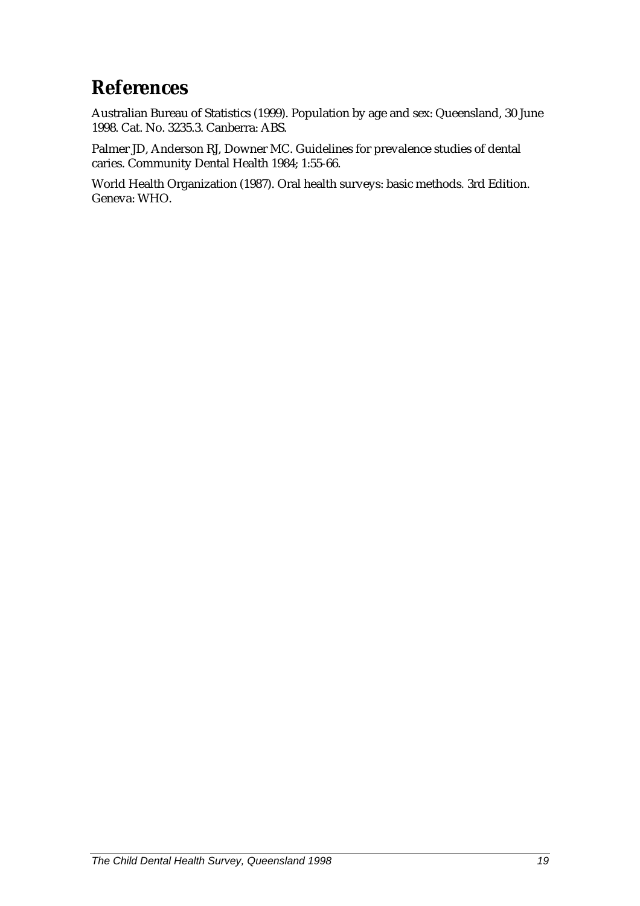# References

Australian Bureau of Statistics (1999). Population by age and sex: Queensland, 30 June 1998. Cat. No. 3235.3. Canberra: ABS.

Palmer JD, Anderson RJ, Downer MC. Guidelines for prevalence studies of dental caries. Community Dental Health 1984; 1:55-66.

World Health Organization (1987). Oral health surveys: basic methods. 3rd Edition. Geneva: WHO.